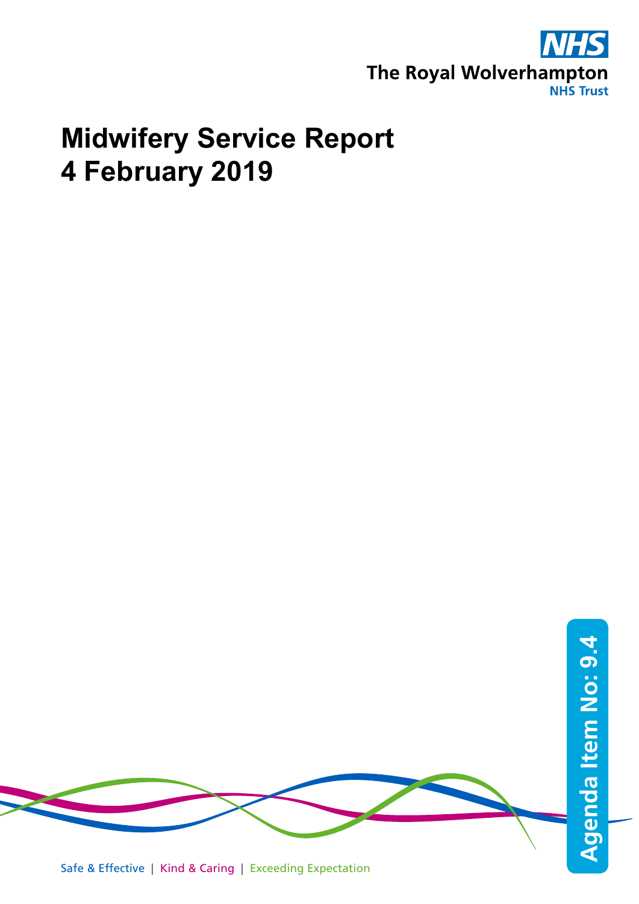The Royal Wolverhampton NHS Trust

# Midwifery Service Report
# 4 February 2019

Agenda Item No: 9.4

Safe & Effective | Kind & Caring | Exceeding Expectation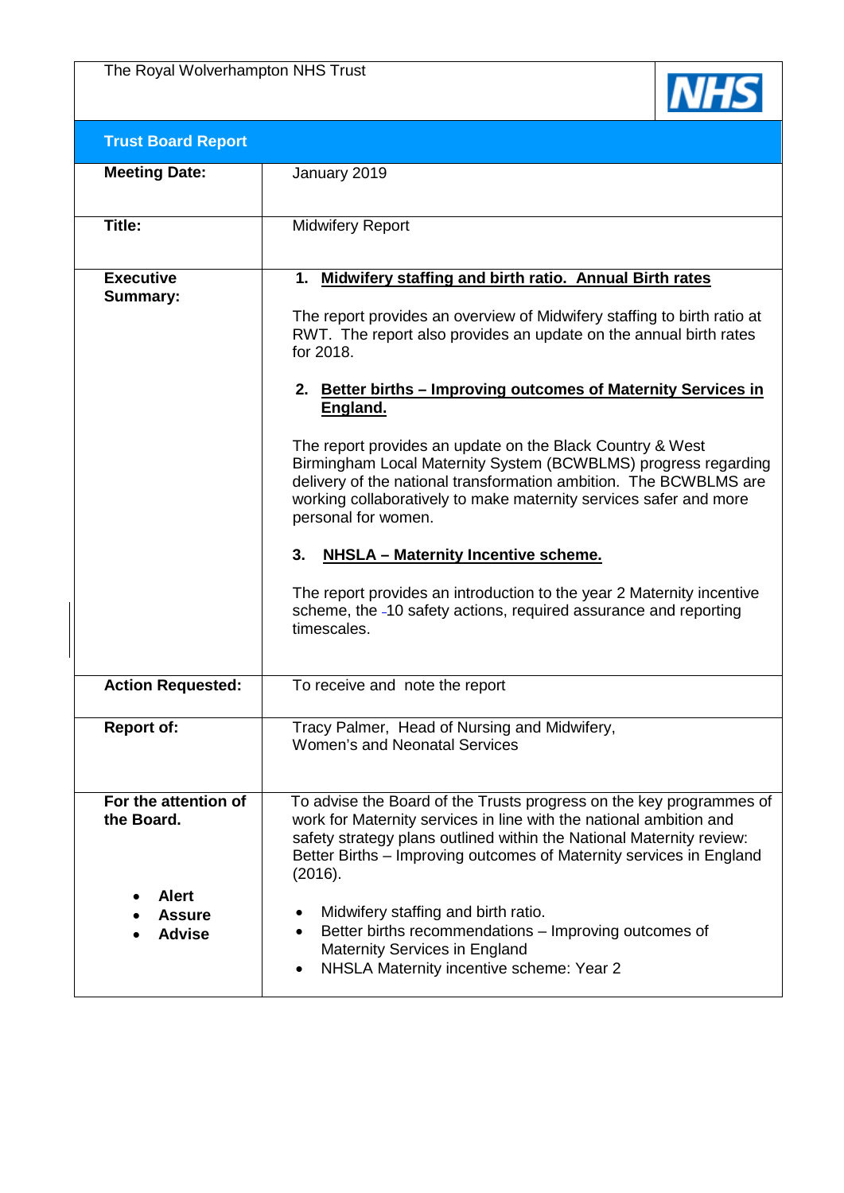The Royal Wolverhampton NHS Trust

NHS

| **Trust Board Report** | |
|---|---|
| **Meeting Date:** | January 2019 |
| **Title:** | Midwifery Report |
| **Executive Summary:** | **1. Midwifery staffing and birth ratio. Annual Birth rates**<br><br>The report provides an overview of Midwifery staffing to birth ratio at RWT. The report also provides an update on the annual birth rates for 2018.<br><br>**2. Better births – Improving outcomes of Maternity Services in England.**<br><br>The report provides an update on the Black Country & West Birmingham Local Maternity System (BCWBLMS) progress regarding delivery of the national transformation ambition. The BCWBLMS are working collaboratively to make maternity services safer and more personal for women.<br><br>**3. NHSLA – Maternity Incentive scheme.**<br><br>The report provides an introduction to the year 2 Maternity incentive scheme, the 10 safety actions, required assurance and reporting timescales. |
| **Action Requested:** | To receive and note the report |
| **Report of:** | Tracy Palmer, Head of Nursing and Midwifery,<br>Women's and Neonatal Services |
| **For the attention of the Board.**<br><br>• **Alert**<br>• **Assure**<br>• **Advise** | To advise the Board of the Trusts progress on the key programmes of work for Maternity services in line with the national ambition and safety strategy plans outlined within the National Maternity review: Better Births – Improving outcomes of Maternity services in England (2016).<br><br>• Midwifery staffing and birth ratio.<br>• Better births recommendations – Improving outcomes of Maternity Services in England<br>• NHSLA Maternity incentive scheme: Year 2 |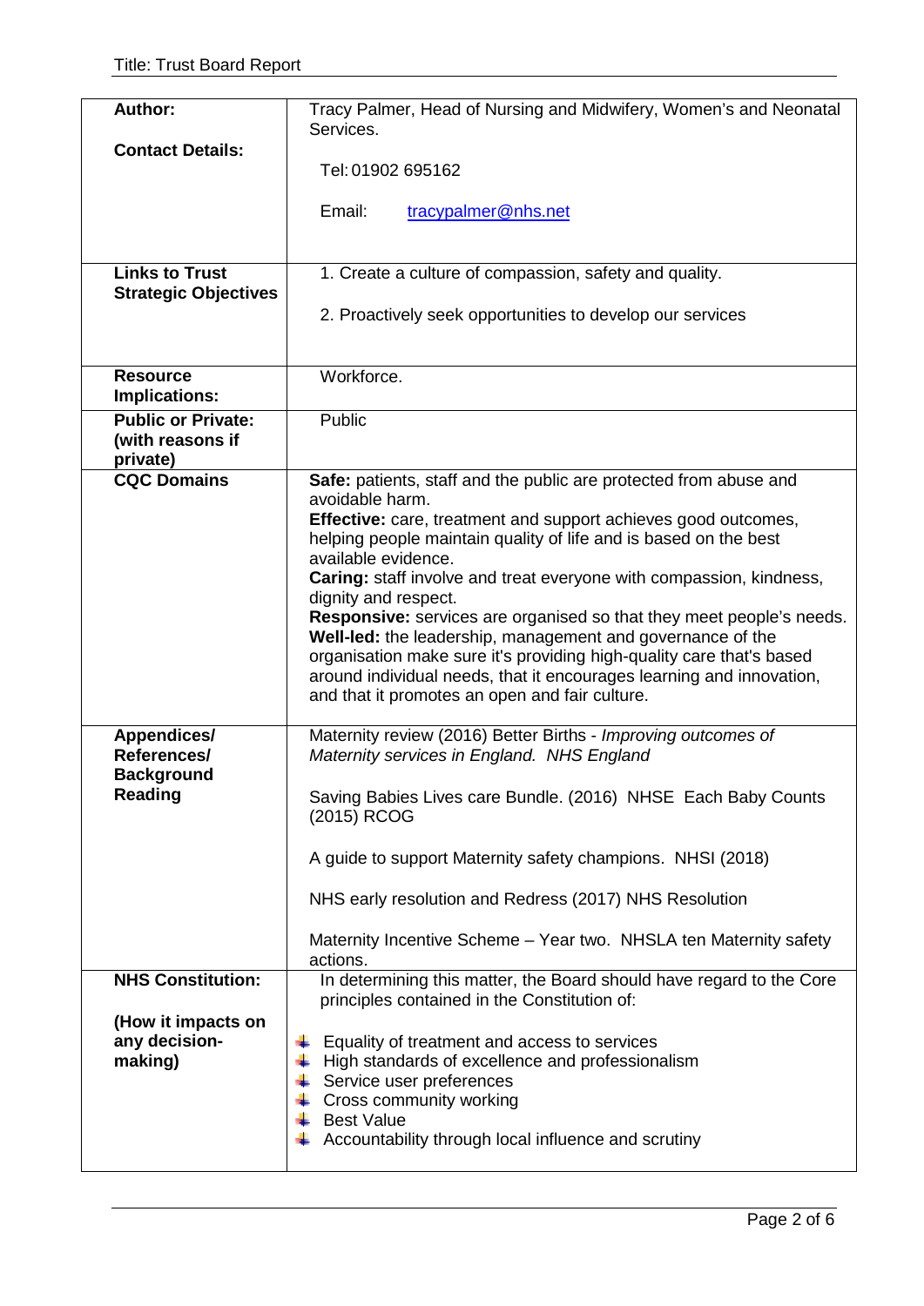| | |
|---|---|
| **Author:**<br><br>**Contact Details:** | Tracy Palmer, Head of Nursing and Midwifery, Women's and Neonatal Services.<br><br>Tel: 01902 695162<br><br>Email: tracypalmer@nhs.net |
| **Links to Trust Strategic Objectives** | 1. Create a culture of compassion, safety and quality.<br><br>2. Proactively seek opportunities to develop our services |
| **Resource Implications:** | Workforce. |
| **Public or Private: (with reasons if private)** | Public |
| **CQC Domains** | **Safe:** patients, staff and the public are protected from abuse and avoidable harm.<br>**Effective:** care, treatment and support achieves good outcomes, helping people maintain quality of life and is based on the best available evidence.<br>**Caring:** staff involve and treat everyone with compassion, kindness, dignity and respect.<br>**Responsive:** services are organised so that they meet people's needs.<br>**Well-led:** the leadership, management and governance of the organisation make sure it's providing high-quality care that's based around individual needs, that it encourages learning and innovation, and that it promotes an open and fair culture. |
| **Appendices/ References/ Background Reading** | Maternity review (2016) Better Births - *Improving outcomes of Maternity services in England. NHS England*<br><br>Saving Babies Lives care Bundle. (2016) NHSE Each Baby Counts (2015) RCOG<br><br>A guide to support Maternity safety champions. NHSI (2018)<br><br>NHS early resolution and Redress (2017) NHS Resolution<br><br>Maternity Incentive Scheme – Year two. NHSLA ten Maternity safety actions. |
| **NHS Constitution:**<br><br>**(How it impacts on any decision-making)** | In determining this matter, the Board should have regard to the Core principles contained in the Constitution of:<br><br>- Equality of treatment and access to services<br>- High standards of excellence and professionalism<br>- Service user preferences<br>- Cross community working<br>- Best Value<br>- Accountability through local influence and scrutiny |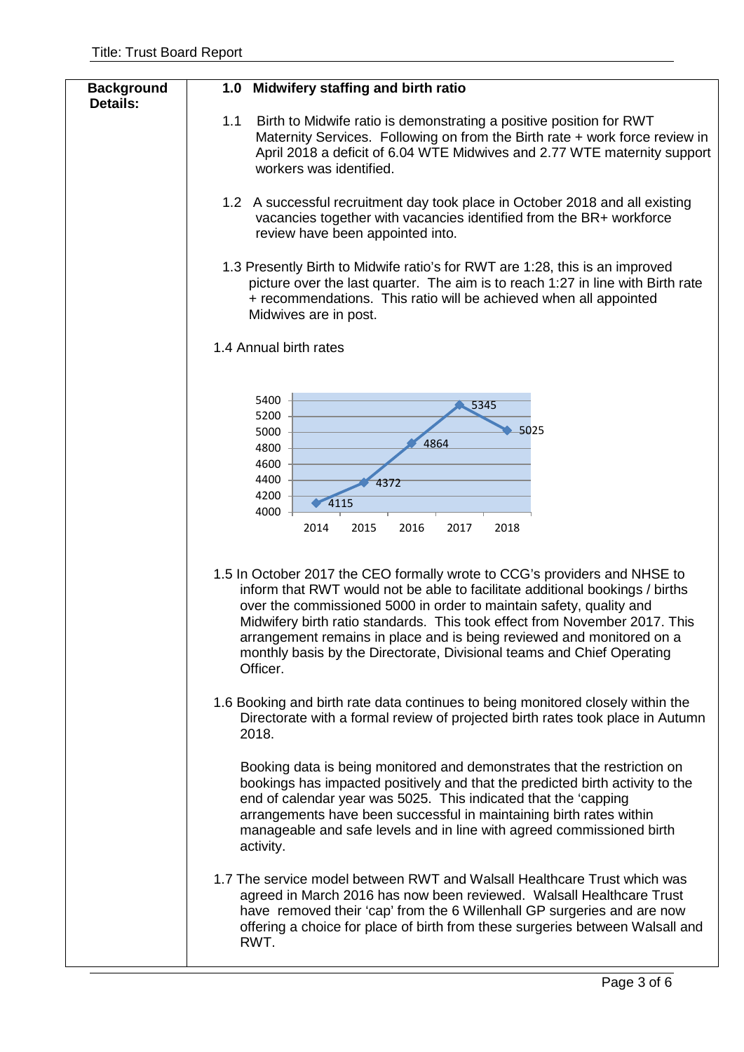**Background Details:**

## 1.0 Midwifery staffing and birth ratio

1.1 Birth to Midwife ratio is demonstrating a positive position for RWT Maternity Services. Following on from the Birth rate + work force review in April 2018 a deficit of 6.04 WTE Midwives and 2.77 WTE maternity support workers was identified.

1.2 A successful recruitment day took place in October 2018 and all existing vacancies together with vacancies identified from the BR+ workforce review have been appointed into.

1.3 Presently Birth to Midwife ratio's for RWT are 1:28, this is an improved picture over the last quarter. The aim is to reach 1:27 in line with Birth rate + recommendations. This ratio will be achieved when all appointed Midwives are in post.

1.4 Annual birth rates

| Year | Births |
|---|---|
| 2014 | 4115 |
| 2015 | 4372 |
| 2016 | 4864 |
| 2017 | 5345 |
| 2018 | 5025 |

1.5 In October 2017 the CEO formally wrote to CCG's providers and NHSE to inform that RWT would not be able to facilitate additional bookings / births over the commissioned 5000 in order to maintain safety, quality and Midwifery birth ratio standards. This took effect from November 2017. This arrangement remains in place and is being reviewed and monitored on a monthly basis by the Directorate, Divisional teams and Chief Operating Officer.

1.6 Booking and birth rate data continues to being monitored closely within the Directorate with a formal review of projected birth rates took place in Autumn 2018.

Booking data is being monitored and demonstrates that the restriction on bookings has impacted positively and that the predicted birth activity to the end of calendar year was 5025. This indicated that the 'capping arrangements have been successful in maintaining birth rates within manageable and safe levels and in line with agreed commissioned birth activity.

1.7 The service model between RWT and Walsall Healthcare Trust which was agreed in March 2016 has now been reviewed. Walsall Healthcare Trust have removed their 'cap' from the 6 Willenhall GP surgeries and are now offering a choice for place of birth from these surgeries between Walsall and RWT.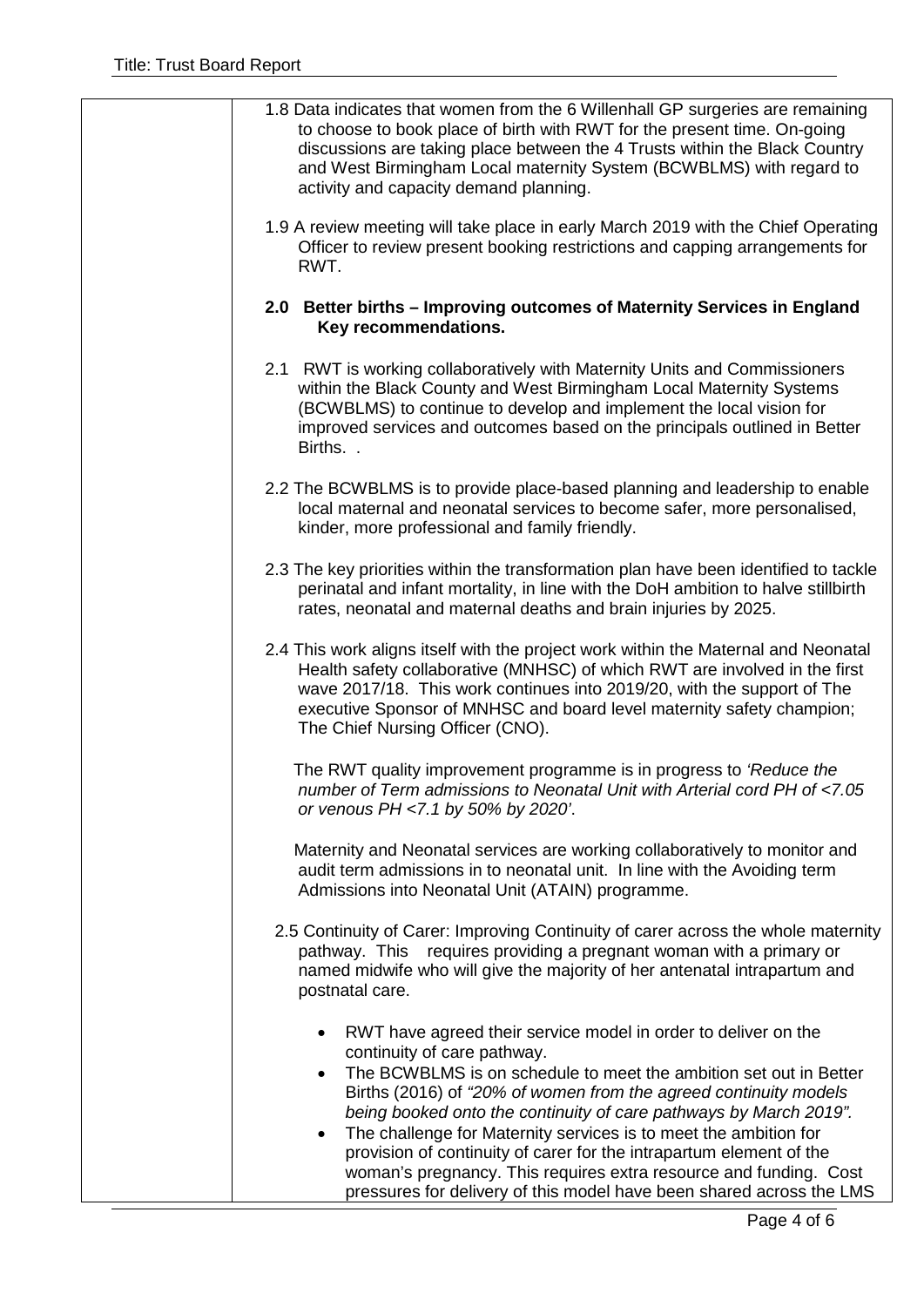1.8 Data indicates that women from the 6 Willenhall GP surgeries are remaining to choose to book place of birth with RWT for the present time. On-going discussions are taking place between the 4 Trusts within the Black Country and West Birmingham Local maternity System (BCWBLMS) with regard to activity and capacity demand planning.

1.9 A review meeting will take place in early March 2019 with the Chief Operating Officer to review present booking restrictions and capping arrangements for RWT.

**2.0 Better births – Improving outcomes of Maternity Services in England Key recommendations.**

2.1 RWT is working collaboratively with Maternity Units and Commissioners within the Black County and West Birmingham Local Maternity Systems (BCWBLMS) to continue to develop and implement the local vision for improved services and outcomes based on the principals outlined in Better Births. .

2.2 The BCWBLMS is to provide place-based planning and leadership to enable local maternal and neonatal services to become safer, more personalised, kinder, more professional and family friendly.

2.3 The key priorities within the transformation plan have been identified to tackle perinatal and infant mortality, in line with the DoH ambition to halve stillbirth rates, neonatal and maternal deaths and brain injuries by 2025.

2.4 This work aligns itself with the project work within the Maternal and Neonatal Health safety collaborative (MNHSC) of which RWT are involved in the first wave 2017/18. This work continues into 2019/20, with the support of The executive Sponsor of MNHSC and board level maternity safety champion; The Chief Nursing Officer (CNO).

The RWT quality improvement programme is in progress to *'Reduce the number of Term admissions to Neonatal Unit with Arterial cord PH of <7.05 or venous PH <7.1 by 50% by 2020'*.

Maternity and Neonatal services are working collaboratively to monitor and audit term admissions in to neonatal unit. In line with the Avoiding term Admissions into Neonatal Unit (ATAIN) programme.

2.5 Continuity of Carer: Improving Continuity of carer across the whole maternity pathway. This requires providing a pregnant woman with a primary or named midwife who will give the majority of her antenatal intrapartum and postnatal care.

- RWT have agreed their service model in order to deliver on the continuity of care pathway.
- The BCWBLMS is on schedule to meet the ambition set out in Better Births (2016) of *"20% of women from the agreed continuity models being booked onto the continuity of care pathways by March 2019".*
- The challenge for Maternity services is to meet the ambition for provision of continuity of carer for the intrapartum element of the woman's pregnancy. This requires extra resource and funding. Cost pressures for delivery of this model have been shared across the LMS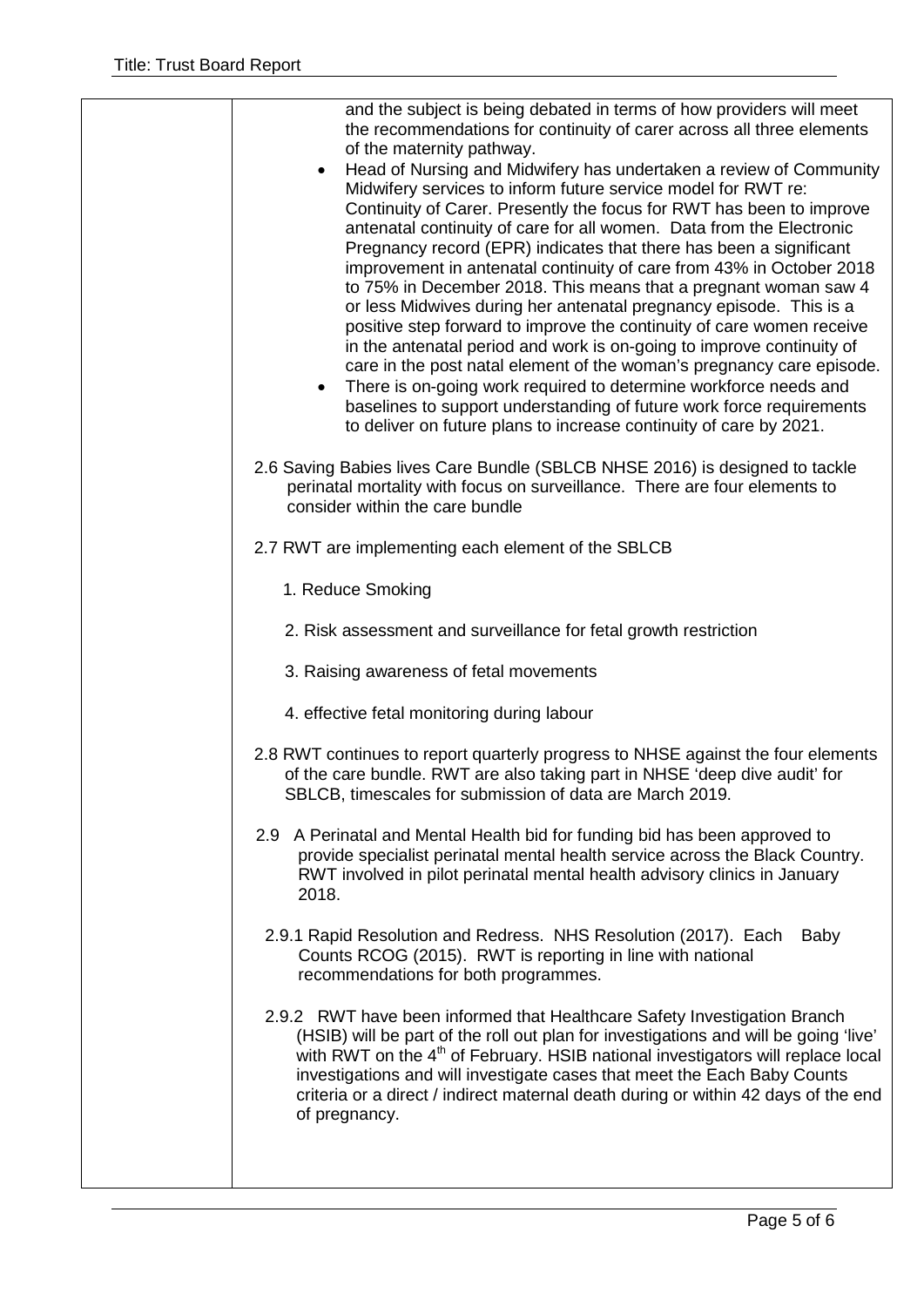and the subject is being debated in terms of how providers will meet the recommendations for continuity of carer across all three elements of the maternity pathway.

- Head of Nursing and Midwifery has undertaken a review of Community Midwifery services to inform future service model for RWT re: Continuity of Carer. Presently the focus for RWT has been to improve antenatal continuity of care for all women. Data from the Electronic Pregnancy record (EPR) indicates that there has been a significant improvement in antenatal continuity of care from 43% in October 2018 to 75% in December 2018. This means that a pregnant woman saw 4 or less Midwives during her antenatal pregnancy episode. This is a positive step forward to improve the continuity of care women receive in the antenatal period and work is on-going to improve continuity of care in the post natal element of the woman's pregnancy care episode.
- There is on-going work required to determine workforce needs and baselines to support understanding of future work force requirements to deliver on future plans to increase continuity of care by 2021.

2.6 Saving Babies lives Care Bundle (SBLCB NHSE 2016) is designed to tackle perinatal mortality with focus on surveillance. There are four elements to consider within the care bundle

2.7 RWT are implementing each element of the SBLCB

1. Reduce Smoking
2. Risk assessment and surveillance for fetal growth restriction
3. Raising awareness of fetal movements
4. effective fetal monitoring during labour

2.8 RWT continues to report quarterly progress to NHSE against the four elements of the care bundle. RWT are also taking part in NHSE 'deep dive audit' for SBLCB, timescales for submission of data are March 2019.

2.9 A Perinatal and Mental Health bid for funding bid has been approved to provide specialist perinatal mental health service across the Black Country. RWT involved in pilot perinatal mental health advisory clinics in January 2018.

2.9.1 Rapid Resolution and Redress. NHS Resolution (2017). Each Baby Counts RCOG (2015). RWT is reporting in line with national recommendations for both programmes.

2.9.2 RWT have been informed that Healthcare Safety Investigation Branch (HSIB) will be part of the roll out plan for investigations and will be going 'live' with RWT on the 4th of February. HSIB national investigators will replace local investigations and will investigate cases that meet the Each Baby Counts criteria or a direct / indirect maternal death during or within 42 days of the end of pregnancy.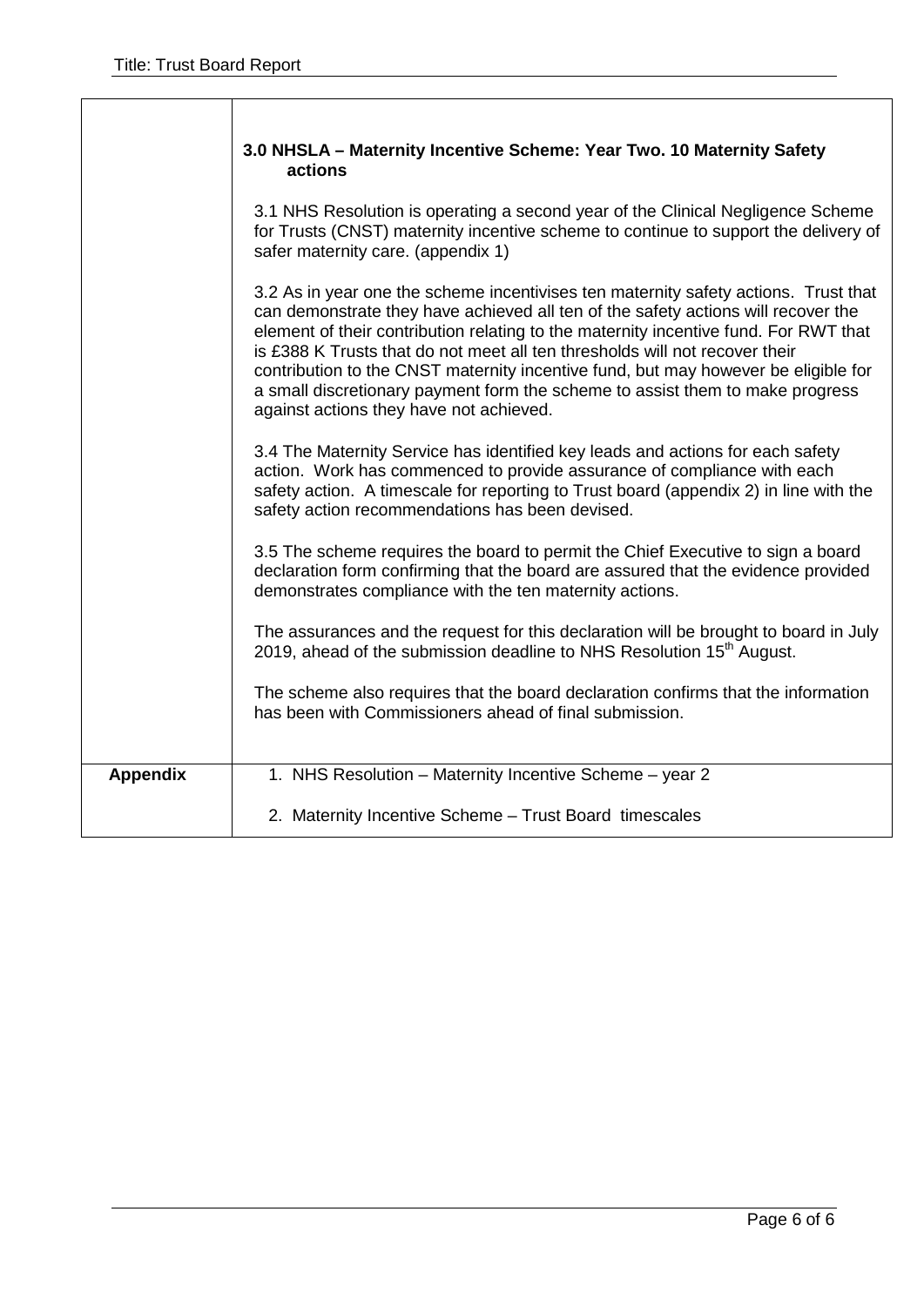| | |
|---|---|
| | **3.0 NHSLA – Maternity Incentive Scheme: Year Two. 10 Maternity Safety actions**<br><br>3.1 NHS Resolution is operating a second year of the Clinical Negligence Scheme for Trusts (CNST) maternity incentive scheme to continue to support the delivery of safer maternity care. (appendix 1)<br><br>3.2 As in year one the scheme incentivises ten maternity safety actions. Trust that can demonstrate they have achieved all ten of the safety actions will recover the element of their contribution relating to the maternity incentive fund. For RWT that is £388 K Trusts that do not meet all ten thresholds will not recover their contribution to the CNST maternity incentive fund, but may however be eligible for a small discretionary payment form the scheme to assist them to make progress against actions they have not achieved.<br><br>3.4 The Maternity Service has identified key leads and actions for each safety action. Work has commenced to provide assurance of compliance with each safety action. A timescale for reporting to Trust board (appendix 2) in line with the safety action recommendations has been devised.<br><br>3.5 The scheme requires the board to permit the Chief Executive to sign a board declaration form confirming that the board are assured that the evidence provided demonstrates compliance with the ten maternity actions.<br><br>The assurances and the request for this declaration will be brought to board in July 2019, ahead of the submission deadline to NHS Resolution 15th August.<br><br>The scheme also requires that the board declaration confirms that the information has been with Commissioners ahead of final submission. |
| **Appendix** | 1. NHS Resolution – Maternity Incentive Scheme – year 2<br><br>2. Maternity Incentive Scheme – Trust Board timescales |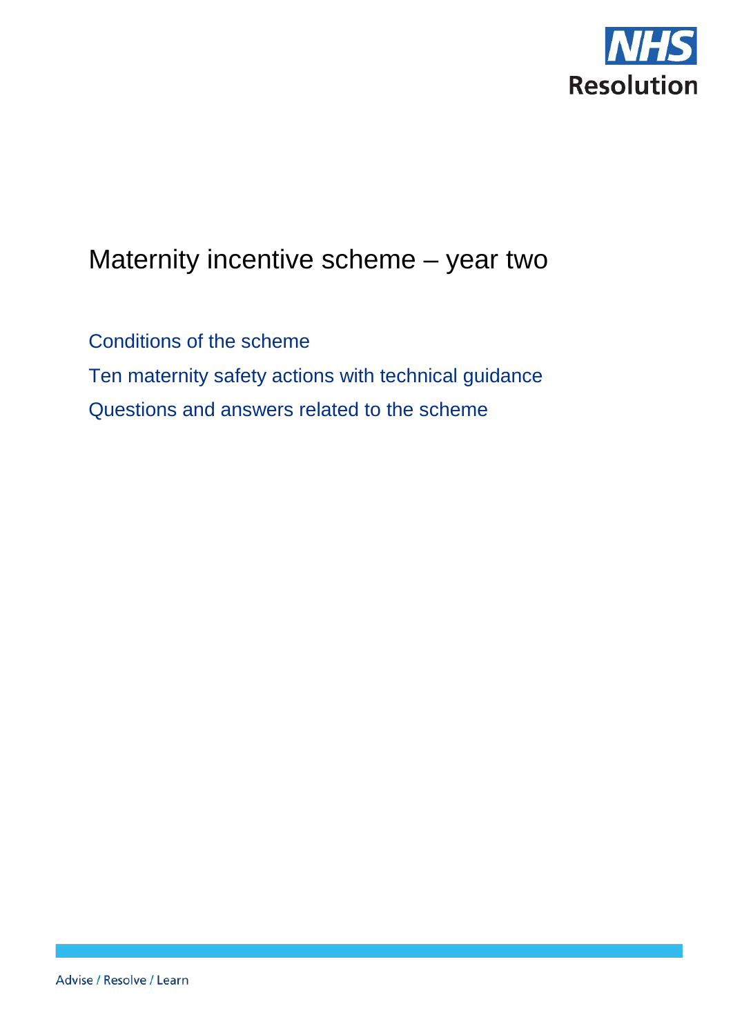# Maternity incentive scheme – year two

Conditions of the scheme

Ten maternity safety actions with technical guidance

Questions and answers related to the scheme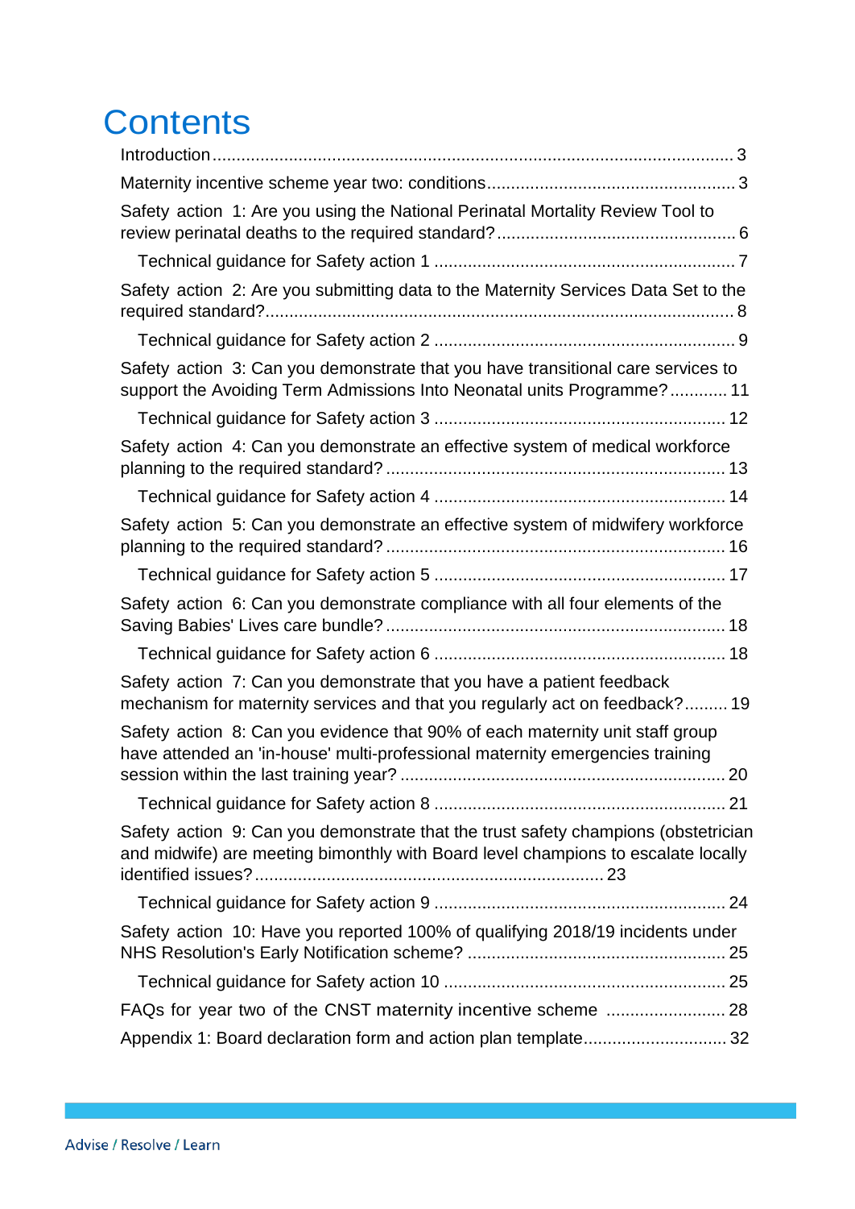# Contents

Introduction ... 3

Maternity incentive scheme year two: conditions ... 3

Safety action 1: Are you using the National Perinatal Mortality Review Tool to review perinatal deaths to the required standard? ... 6

- Technical guidance for Safety action 1 ... 7

Safety action 2: Are you submitting data to the Maternity Services Data Set to the required standard? ... 8

- Technical guidance for Safety action 2 ... 9

Safety action 3: Can you demonstrate that you have transitional care services to support the Avoiding Term Admissions Into Neonatal units Programme? ... 11

- Technical guidance for Safety action 3 ... 12

Safety action 4: Can you demonstrate an effective system of medical workforce planning to the required standard? ... 13

- Technical guidance for Safety action 4 ... 14

Safety action 5: Can you demonstrate an effective system of midwifery workforce planning to the required standard? ... 16

- Technical guidance for Safety action 5 ... 17

Safety action 6: Can you demonstrate compliance with all four elements of the Saving Babies' Lives care bundle? ... 18

- Technical guidance for Safety action 6 ... 18

Safety action 7: Can you demonstrate that you have a patient feedback mechanism for maternity services and that you regularly act on feedback? ... 19

Safety action 8: Can you evidence that 90% of each maternity unit staff group have attended an 'in-house' multi-professional maternity emergencies training session within the last training year? ... 20

- Technical guidance for Safety action 8 ... 21

Safety action 9: Can you demonstrate that the trust safety champions (obstetrician and midwife) are meeting bimonthly with Board level champions to escalate locally identified issues? ... 23

- Technical guidance for Safety action 9 ... 24

Safety action 10: Have you reported 100% of qualifying 2018/19 incidents under NHS Resolution's Early Notification scheme? ... 25

- Technical guidance for Safety action 10 ... 25

FAQs for year two of the CNST maternity incentive scheme ... 28

Appendix 1: Board declaration form and action plan template ... 32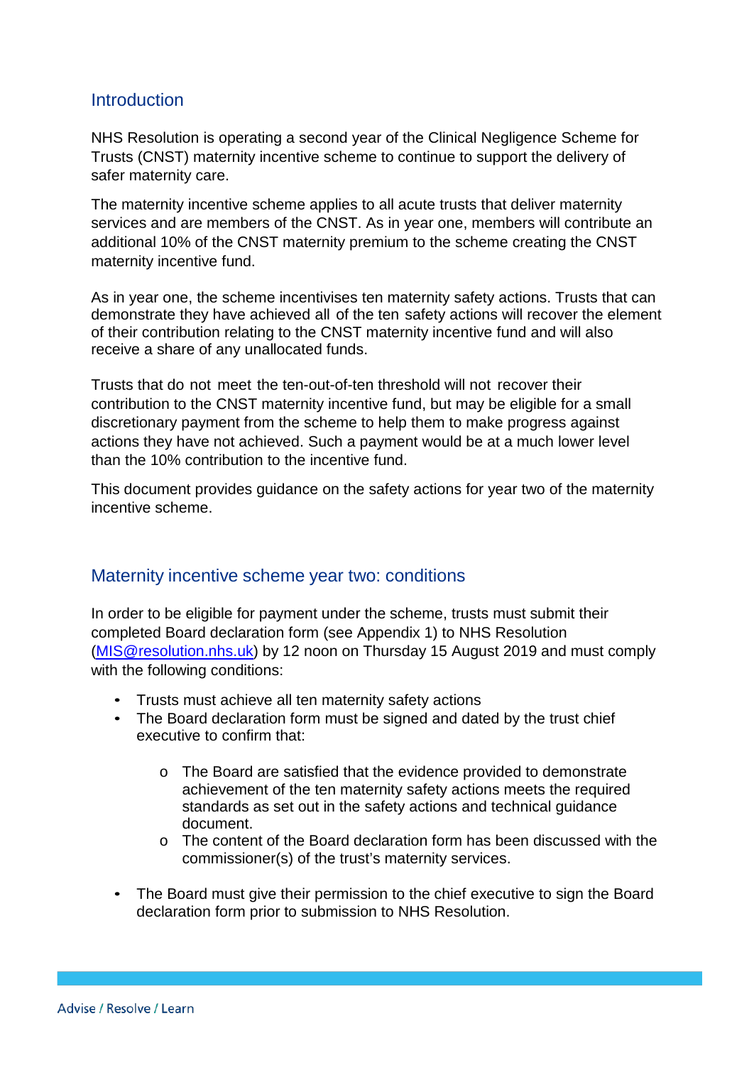## Introduction

NHS Resolution is operating a second year of the Clinical Negligence Scheme for Trusts (CNST) maternity incentive scheme to continue to support the delivery of safer maternity care.

The maternity incentive scheme applies to all acute trusts that deliver maternity services and are members of the CNST. As in year one, members will contribute an additional 10% of the CNST maternity premium to the scheme creating the CNST maternity incentive fund.

As in year one, the scheme incentivises ten maternity safety actions. Trusts that can demonstrate they have achieved all of the ten safety actions will recover the element of their contribution relating to the CNST maternity incentive fund and will also receive a share of any unallocated funds.

Trusts that do not meet the ten-out-of-ten threshold will not recover their contribution to the CNST maternity incentive fund, but may be eligible for a small discretionary payment from the scheme to help them to make progress against actions they have not achieved. Such a payment would be at a much lower level than the 10% contribution to the incentive fund.

This document provides guidance on the safety actions for year two of the maternity incentive scheme.

## Maternity incentive scheme year two: conditions

In order to be eligible for payment under the scheme, trusts must submit their completed Board declaration form (see Appendix 1) to NHS Resolution (MIS@resolution.nhs.uk) by 12 noon on Thursday 15 August 2019 and must comply with the following conditions:

- Trusts must achieve all ten maternity safety actions
- The Board declaration form must be signed and dated by the trust chief executive to confirm that:
  - The Board are satisfied that the evidence provided to demonstrate achievement of the ten maternity safety actions meets the required standards as set out in the safety actions and technical guidance document.
  - The content of the Board declaration form has been discussed with the commissioner(s) of the trust's maternity services.
- The Board must give their permission to the chief executive to sign the Board declaration form prior to submission to NHS Resolution.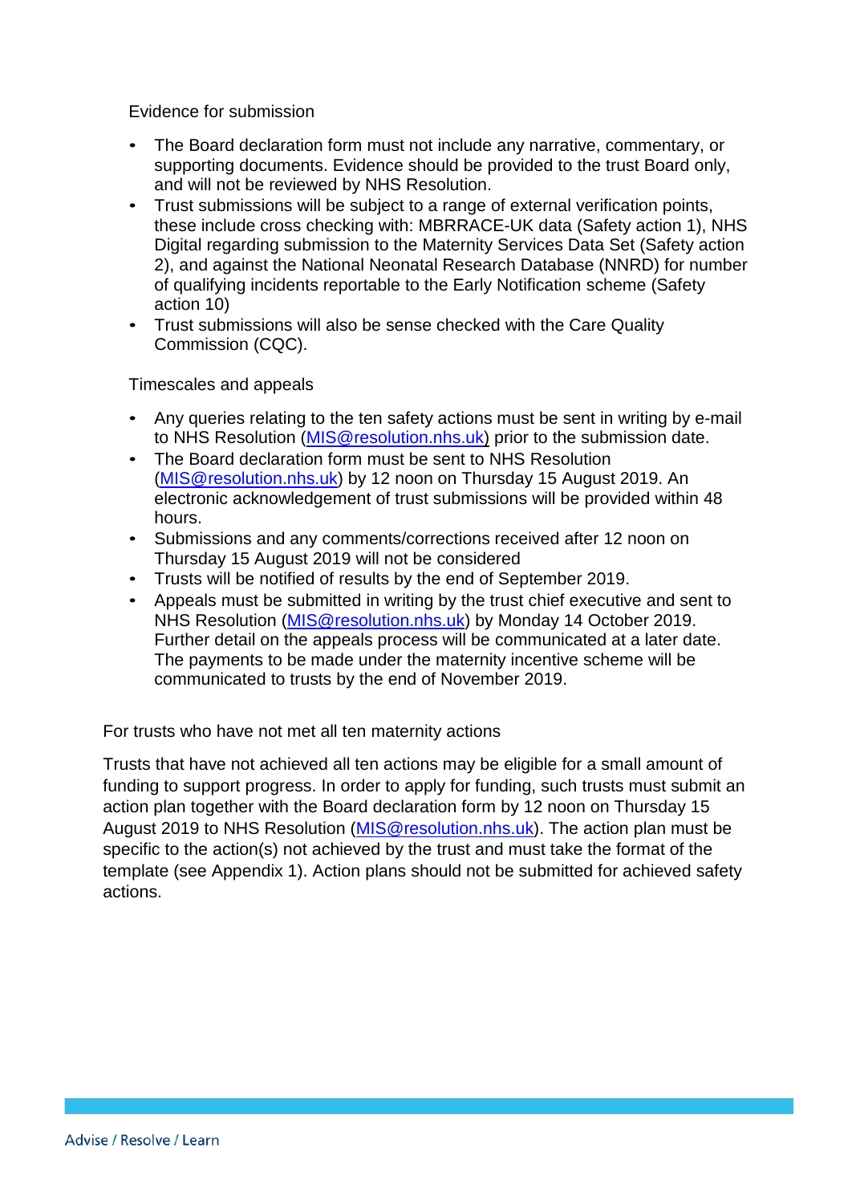Evidence for submission

- The Board declaration form must not include any narrative, commentary, or supporting documents. Evidence should be provided to the trust Board only, and will not be reviewed by NHS Resolution.
- Trust submissions will be subject to a range of external verification points, these include cross checking with: MBRRACE-UK data (Safety action 1), NHS Digital regarding submission to the Maternity Services Data Set (Safety action 2), and against the National Neonatal Research Database (NNRD) for number of qualifying incidents reportable to the Early Notification scheme (Safety action 10)
- Trust submissions will also be sense checked with the Care Quality Commission (CQC).

Timescales and appeals

- Any queries relating to the ten safety actions must be sent in writing by e-mail to NHS Resolution (MIS@resolution.nhs.uk) prior to the submission date.
- The Board declaration form must be sent to NHS Resolution (MIS@resolution.nhs.uk) by 12 noon on Thursday 15 August 2019. An electronic acknowledgement of trust submissions will be provided within 48 hours.
- Submissions and any comments/corrections received after 12 noon on Thursday 15 August 2019 will not be considered
- Trusts will be notified of results by the end of September 2019.
- Appeals must be submitted in writing by the trust chief executive and sent to NHS Resolution (MIS@resolution.nhs.uk) by Monday 14 October 2019. Further detail on the appeals process will be communicated at a later date. The payments to be made under the maternity incentive scheme will be communicated to trusts by the end of November 2019.

For trusts who have not met all ten maternity actions

Trusts that have not achieved all ten actions may be eligible for a small amount of funding to support progress. In order to apply for funding, such trusts must submit an action plan together with the Board declaration form by 12 noon on Thursday 15 August 2019 to NHS Resolution (MIS@resolution.nhs.uk). The action plan must be specific to the action(s) not achieved by the trust and must take the format of the template (see Appendix 1). Action plans should not be submitted for achieved safety actions.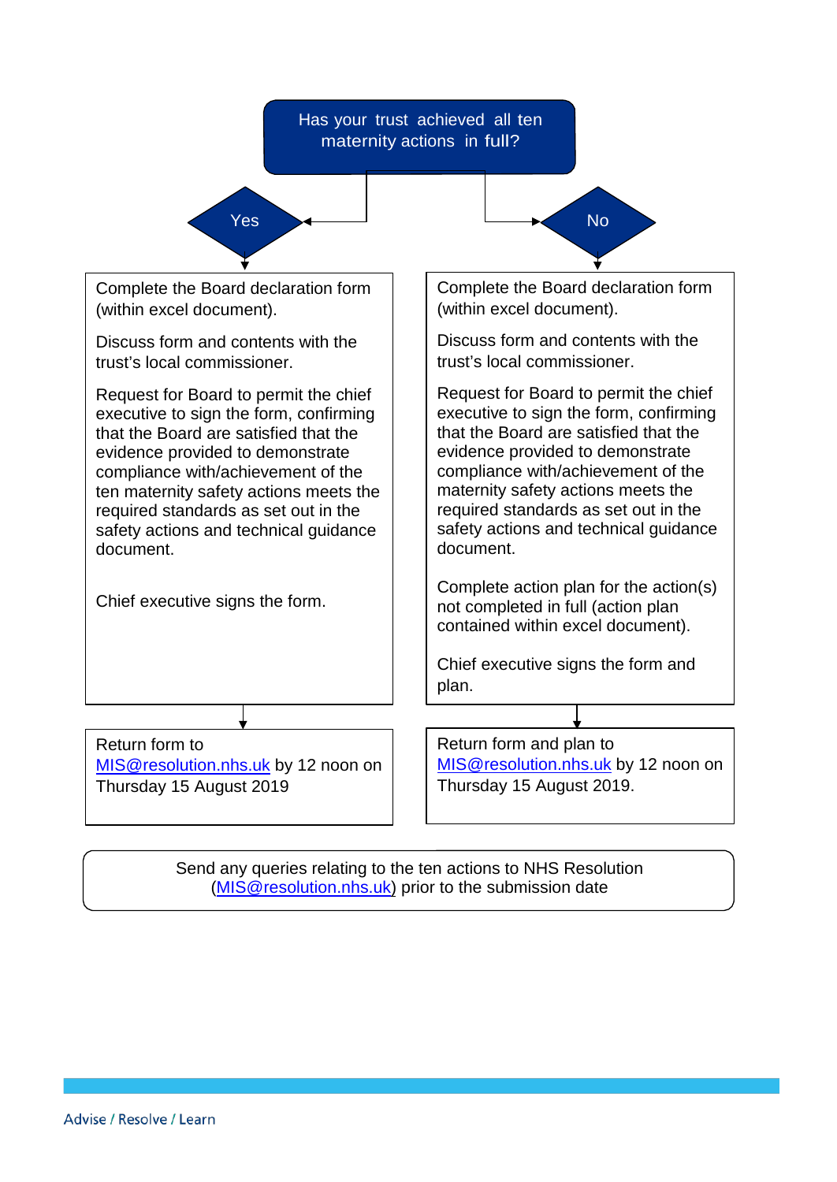**Has your trust achieved all ten maternity actions in full?**

**Yes**

Complete the Board declaration form (within excel document).

Discuss form and contents with the trust's local commissioner.

Request for Board to permit the chief executive to sign the form, confirming that the Board are satisfied that the evidence provided to demonstrate compliance with/achievement of the ten maternity safety actions meets the required standards as set out in the safety actions and technical guidance document.

Chief executive signs the form.

Return form to MIS@resolution.nhs.uk by 12 noon on Thursday 15 August 2019

**No**

Complete the Board declaration form (within excel document).

Discuss form and contents with the trust's local commissioner.

Request for Board to permit the chief executive to sign the form, confirming that the Board are satisfied that the evidence provided to demonstrate compliance with/achievement of the maternity safety actions meets the required standards as set out in the safety actions and technical guidance document.

Complete action plan for the action(s) not completed in full (action plan contained within excel document).

Chief executive signs the form and plan.

Return form and plan to MIS@resolution.nhs.uk by 12 noon on Thursday 15 August 2019.

Send any queries relating to the ten actions to NHS Resolution (MIS@resolution.nhs.uk) prior to the submission date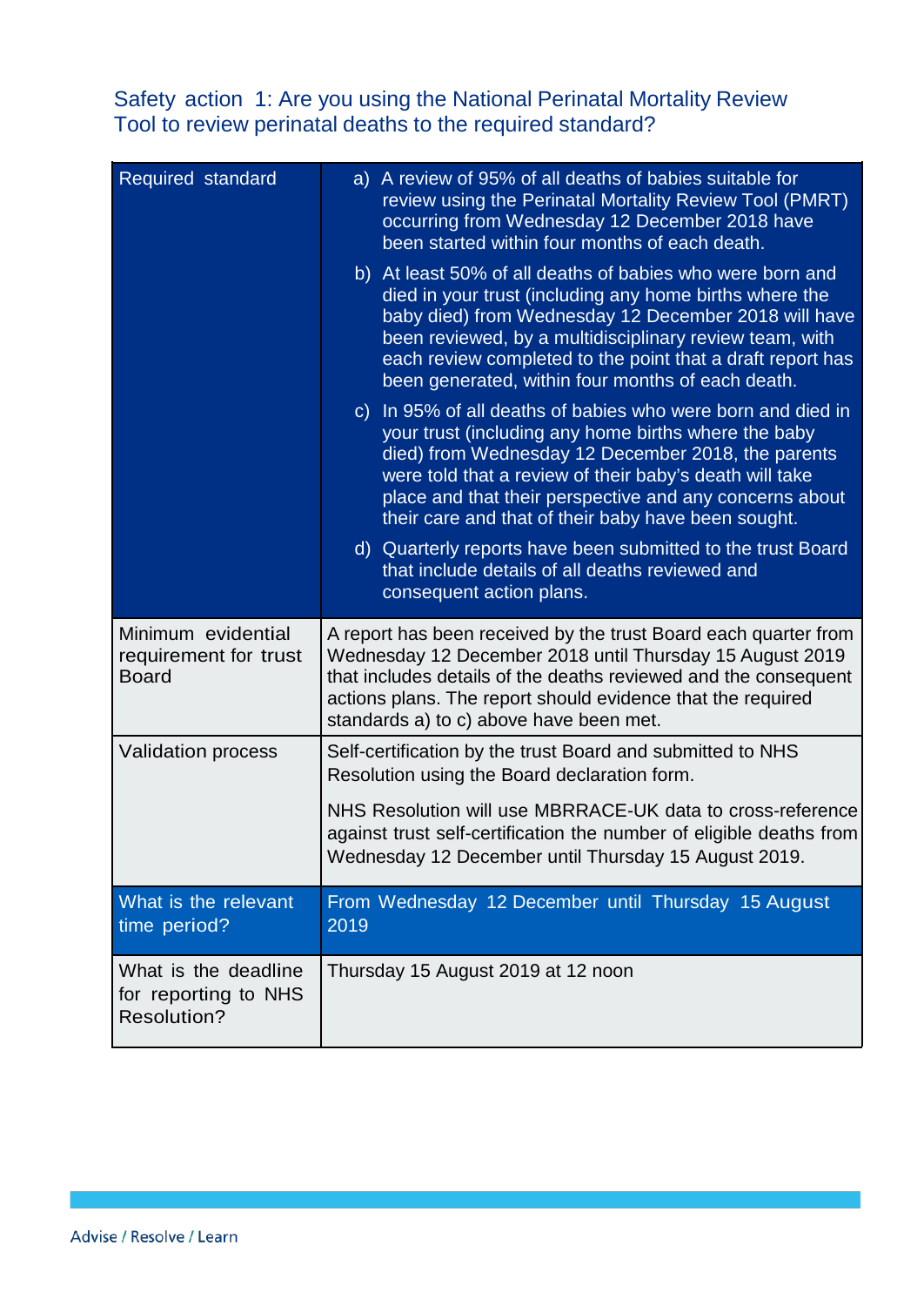## Safety action 1: Are you using the National Perinatal Mortality Review Tool to review perinatal deaths to the required standard?

| Required standard | a) A review of 95% of all deaths of babies suitable for review using the Perinatal Mortality Review Tool (PMRT) occurring from Wednesday 12 December 2018 have been started within four months of each death.<br><br>b) At least 50% of all deaths of babies who were born and died in your trust (including any home births where the baby died) from Wednesday 12 December 2018 will have been reviewed, by a multidisciplinary review team, with each review completed to the point that a draft report has been generated, within four months of each death.<br><br>c) In 95% of all deaths of babies who were born and died in your trust (including any home births where the baby died) from Wednesday 12 December 2018, the parents were told that a review of their baby's death will take place and that their perspective and any concerns about their care and that of their baby have been sought.<br><br>d) Quarterly reports have been submitted to the trust Board that include details of all deaths reviewed and consequent action plans. |
|---|---|
| Minimum evidential requirement for trust Board | A report has been received by the trust Board each quarter from Wednesday 12 December 2018 until Thursday 15 August 2019 that includes details of the deaths reviewed and the consequent actions plans. The report should evidence that the required standards a) to c) above have been met. |
| Validation process | Self-certification by the trust Board and submitted to NHS Resolution using the Board declaration form.<br><br>NHS Resolution will use MBRRACE-UK data to cross-reference against trust self-certification the number of eligible deaths from Wednesday 12 December until Thursday 15 August 2019. |
| What is the relevant time period? | From Wednesday 12 December until Thursday 15 August 2019 |
| What is the deadline for reporting to NHS Resolution? | Thursday 15 August 2019 at 12 noon |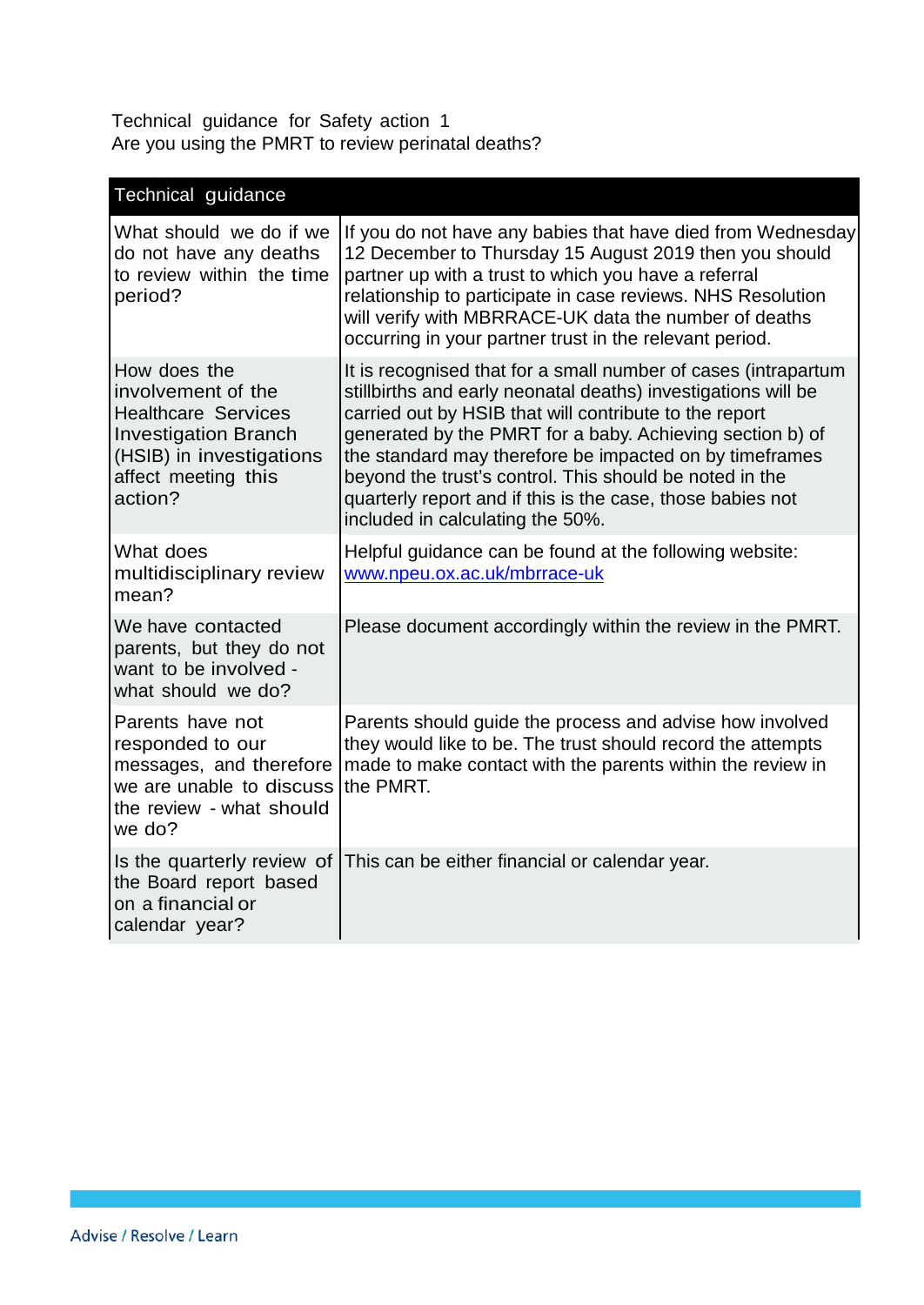Technical guidance for Safety action 1
Are you using the PMRT to review perinatal deaths?

| Technical guidance | |
|---|---|
| What should we do if we do not have any deaths to review within the time period? | If you do not have any babies that have died from Wednesday 12 December to Thursday 15 August 2019 then you should partner up with a trust to which you have a referral relationship to participate in case reviews. NHS Resolution will verify with MBRRACE-UK data the number of deaths occurring in your partner trust in the relevant period. |
| How does the involvement of the Healthcare Services Investigation Branch (HSIB) in investigations affect meeting this action? | It is recognised that for a small number of cases (intrapartum stillbirths and early neonatal deaths) investigations will be carried out by HSIB that will contribute to the report generated by the PMRT for a baby. Achieving section b) of the standard may therefore be impacted on by timeframes beyond the trust's control. This should be noted in the quarterly report and if this is the case, those babies not included in calculating the 50%. |
| What does multidisciplinary review mean? | Helpful guidance can be found at the following website: [www.npeu.ox.ac.uk/mbrrace-uk](http://www.npeu.ox.ac.uk/mbrrace-uk) |
| We have contacted parents, but they do not want to be involved - what should we do? | Please document accordingly within the review in the PMRT. |
| Parents have not responded to our messages, and therefore we are unable to discuss the review - what should we do? | Parents should guide the process and advise how involved they would like to be. The trust should record the attempts made to make contact with the parents within the review in the PMRT. |
| Is the quarterly review of the Board report based on a financial or calendar year? | This can be either financial or calendar year. |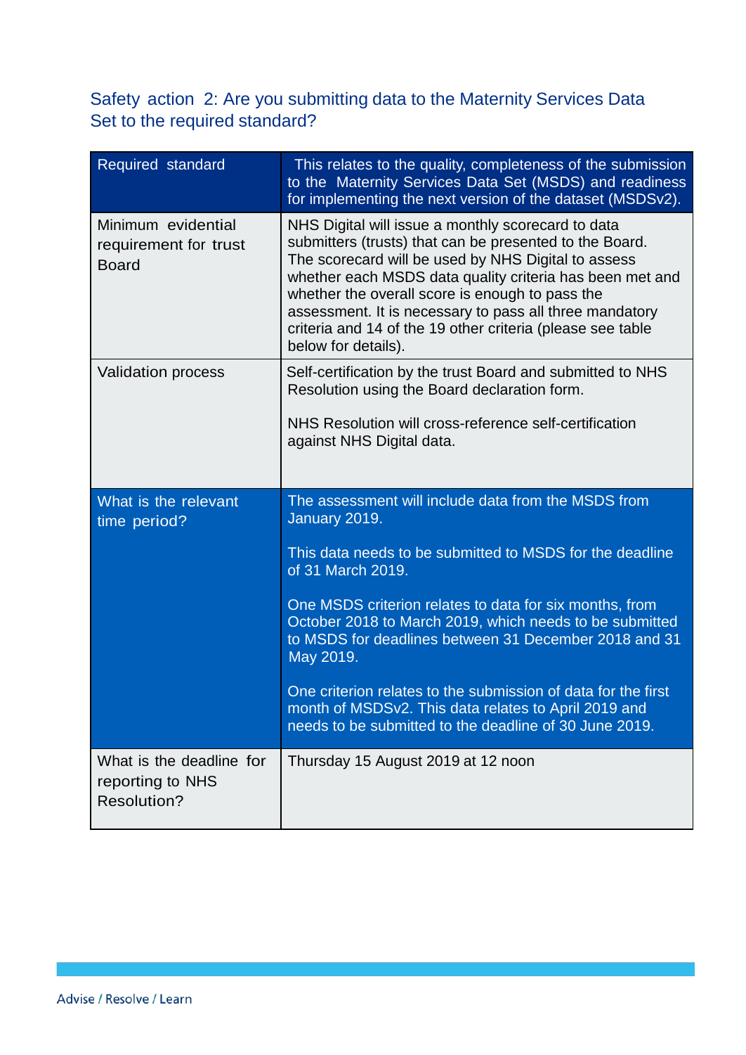## Safety action 2: Are you submitting data to the Maternity Services Data Set to the required standard?

| Required standard | This relates to the quality, completeness of the submission to the Maternity Services Data Set (MSDS) and readiness for implementing the next version of the dataset (MSDSv2). |
|---|---|
| Minimum evidential requirement for trust Board | NHS Digital will issue a monthly scorecard to data submitters (trusts) that can be presented to the Board. The scorecard will be used by NHS Digital to assess whether each MSDS data quality criteria has been met and whether the overall score is enough to pass the assessment. It is necessary to pass all three mandatory criteria and 14 of the 19 other criteria (please see table below for details). |
| Validation process | Self-certification by the trust Board and submitted to NHS Resolution using the Board declaration form.<br><br>NHS Resolution will cross-reference self-certification against NHS Digital data. |
| What is the relevant time period? | The assessment will include data from the MSDS from January 2019.<br><br>This data needs to be submitted to MSDS for the deadline of 31 March 2019.<br><br>One MSDS criterion relates to data for six months, from October 2018 to March 2019, which needs to be submitted to MSDS for deadlines between 31 December 2018 and 31 May 2019.<br><br>One criterion relates to the submission of data for the first month of MSDSv2. This data relates to April 2019 and needs to be submitted to the deadline of 30 June 2019. |
| What is the deadline for reporting to NHS Resolution? | Thursday 15 August 2019 at 12 noon |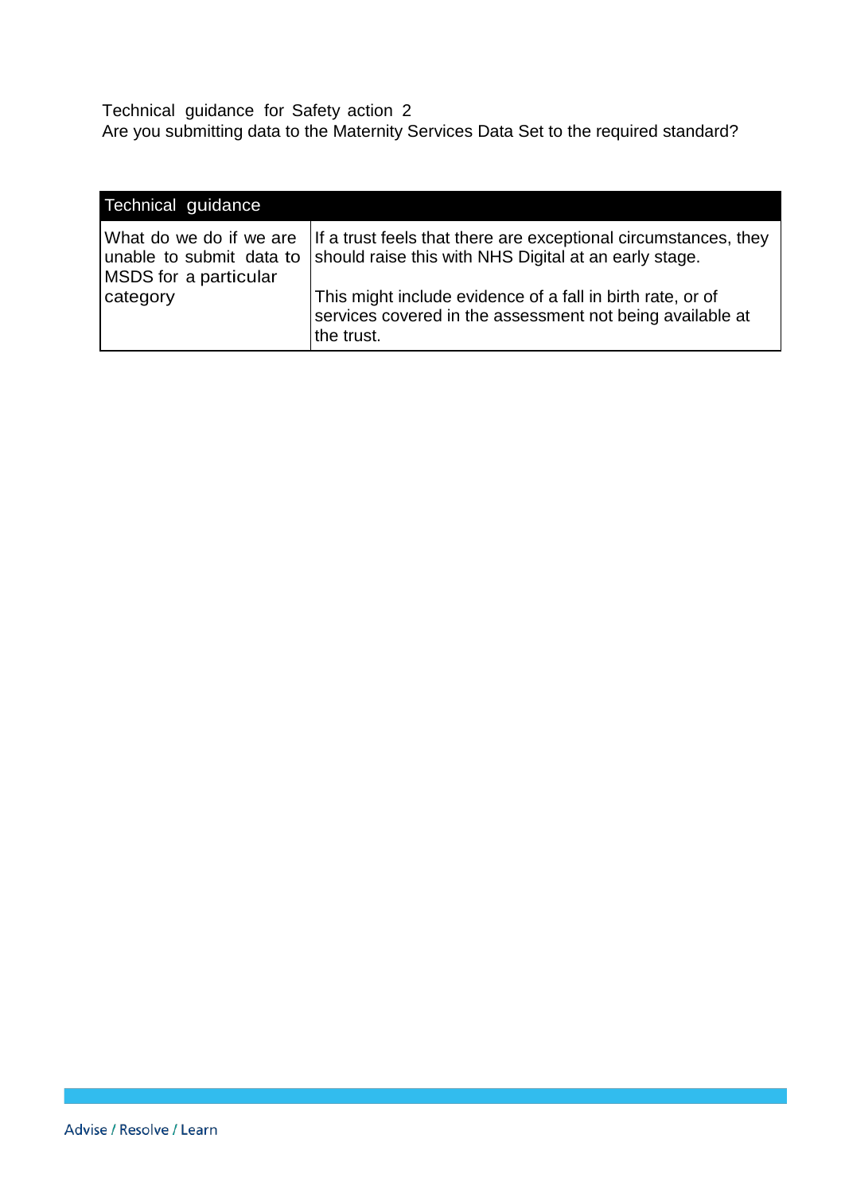Technical guidance for Safety action 2

Are you submitting data to the Maternity Services Data Set to the required standard?

| Technical guidance | |
|---|---|
| What do we do if we are unable to submit data to MSDS for a particular category | If a trust feels that there are exceptional circumstances, they should raise this with NHS Digital at an early stage.<br><br>This might include evidence of a fall in birth rate, or of services covered in the assessment not being available at the trust. |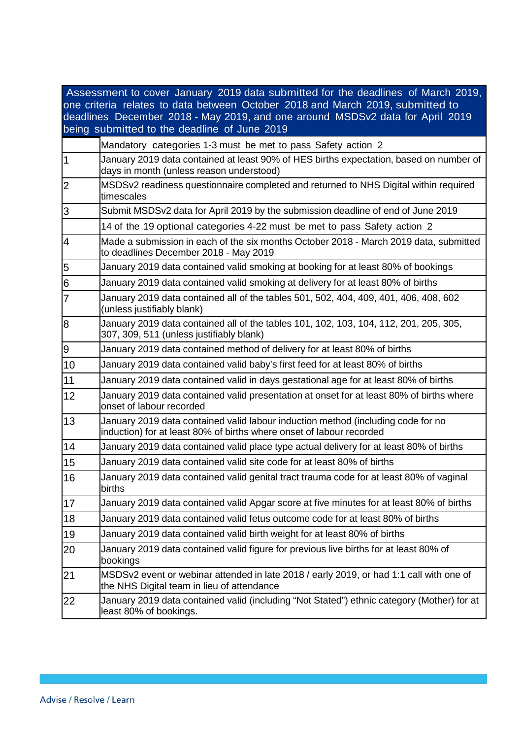| Assessment to cover January 2019 data submitted for the deadlines of March 2019, one criteria relates to data between October 2018 and March 2019, submitted to deadlines December 2018 - May 2019, and one around MSDSv2 data for April 2019 being submitted to the deadline of June 2019 | |
|---|---|
| | Mandatory categories 1-3 must be met to pass Safety action 2 |
| 1 | January 2019 data contained at least 90% of HES births expectation, based on number of days in month (unless reason understood) |
| 2 | MSDSv2 readiness questionnaire completed and returned to NHS Digital within required timescales |
| 3 | Submit MSDSv2 data for April 2019 by the submission deadline of end of June 2019 |
| | 14 of the 19 optional categories 4-22 must be met to pass Safety action 2 |
| 4 | Made a submission in each of the six months October 2018 - March 2019 data, submitted to deadlines December 2018 - May 2019 |
| 5 | January 2019 data contained valid smoking at booking for at least 80% of bookings |
| 6 | January 2019 data contained valid smoking at delivery for at least 80% of births |
| 7 | January 2019 data contained all of the tables 501, 502, 404, 409, 401, 406, 408, 602 (unless justifiably blank) |
| 8 | January 2019 data contained all of the tables 101, 102, 103, 104, 112, 201, 205, 305, 307, 309, 511 (unless justifiably blank) |
| 9 | January 2019 data contained method of delivery for at least 80% of births |
| 10 | January 2019 data contained valid baby's first feed for at least 80% of births |
| 11 | January 2019 data contained valid in days gestational age for at least 80% of births |
| 12 | January 2019 data contained valid presentation at onset for at least 80% of births where onset of labour recorded |
| 13 | January 2019 data contained valid labour induction method (including code for no induction) for at least 80% of births where onset of labour recorded |
| 14 | January 2019 data contained valid place type actual delivery for at least 80% of births |
| 15 | January 2019 data contained valid site code for at least 80% of births |
| 16 | January 2019 data contained valid genital tract trauma code for at least 80% of vaginal births |
| 17 | January 2019 data contained valid Apgar score at five minutes for at least 80% of births |
| 18 | January 2019 data contained valid fetus outcome code for at least 80% of births |
| 19 | January 2019 data contained valid birth weight for at least 80% of births |
| 20 | January 2019 data contained valid figure for previous live births for at least 80% of bookings |
| 21 | MSDSv2 event or webinar attended in late 2018 / early 2019, or had 1:1 call with one of the NHS Digital team in lieu of attendance |
| 22 | January 2019 data contained valid (including "Not Stated") ethnic category (Mother) for at least 80% of bookings. |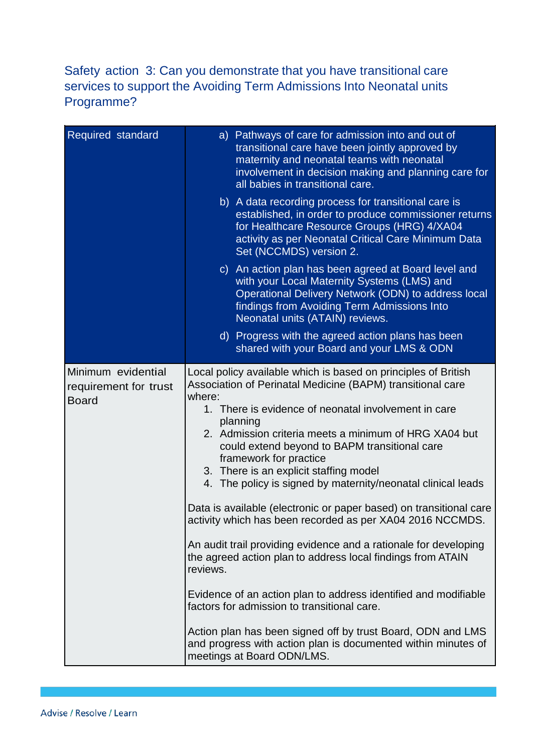## Safety action 3: Can you demonstrate that you have transitional care services to support the Avoiding Term Admissions Into Neonatal units Programme?

| Required standard | a) Pathways of care for admission into and out of transitional care have been jointly approved by maternity and neonatal teams with neonatal involvement in decision making and planning care for all babies in transitional care.<br><br>b) A data recording process for transitional care is established, in order to produce commissioner returns for Healthcare Resource Groups (HRG) 4/XA04 activity as per Neonatal Critical Care Minimum Data Set (NCCMDS) version 2.<br><br>c) An action plan has been agreed at Board level and with your Local Maternity Systems (LMS) and Operational Delivery Network (ODN) to address local findings from Avoiding Term Admissions Into Neonatal units (ATAIN) reviews.<br><br>d) Progress with the agreed action plans has been shared with your Board and your LMS & ODN |
|---|---|
| Minimum evidential requirement for trust Board | Local policy available which is based on principles of British Association of Perinatal Medicine (BAPM) transitional care where:<br>1. There is evidence of neonatal involvement in care planning<br>2. Admission criteria meets a minimum of HRG XA04 but could extend beyond to BAPM transitional care framework for practice<br>3. There is an explicit staffing model<br>4. The policy is signed by maternity/neonatal clinical leads<br><br>Data is available (electronic or paper based) on transitional care activity which has been recorded as per XA04 2016 NCCMDS.<br><br>An audit trail providing evidence and a rationale for developing the agreed action plan to address local findings from ATAIN reviews.<br><br>Evidence of an action plan to address identified and modifiable factors for admission to transitional care.<br><br>Action plan has been signed off by trust Board, ODN and LMS and progress with action plan is documented within minutes of meetings at Board ODN/LMS. |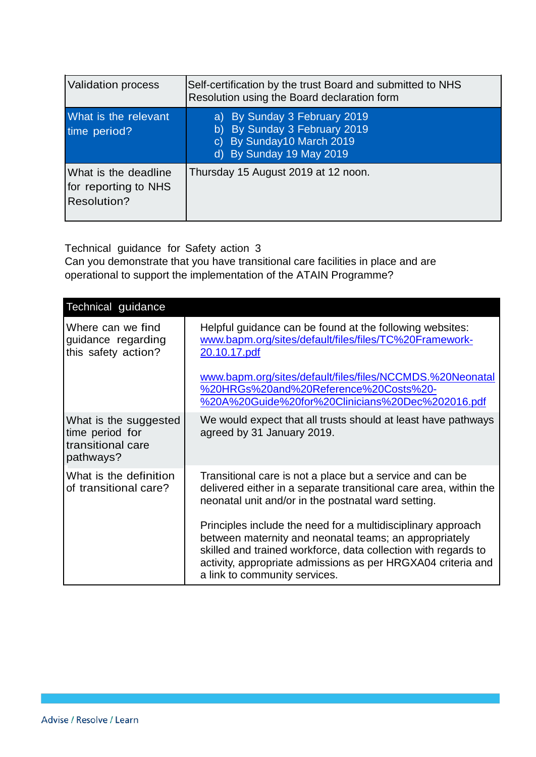| Validation process | Self-certification by the trust Board and submitted to NHS Resolution using the Board declaration form |
|---|---|
| What is the relevant time period? | a) By Sunday 3 February 2019<br>b) By Sunday 3 February 2019<br>c) By Sunday10 March 2019<br>d) By Sunday 19 May 2019 |
| What is the deadline for reporting to NHS Resolution? | Thursday 15 August 2019 at 12 noon. |

Technical guidance for Safety action 3
Can you demonstrate that you have transitional care facilities in place and are operational to support the implementation of the ATAIN Programme?

| Technical guidance | |
|---|---|
| Where can we find guidance regarding this safety action? | Helpful guidance can be found at the following websites:<br>www.bapm.org/sites/default/files/files/TC%20Framework-20.10.17.pdf<br><br>www.bapm.org/sites/default/files/files/NCCMDS.%20Neonatal%20HRGs%20and%20Reference%20Costs%20-%20A%20Guide%20for%20Clinicians%20Dec%202016.pdf |
| What is the suggested time period for transitional care pathways? | We would expect that all trusts should at least have pathways agreed by 31 January 2019. |
| What is the definition of transitional care? | Transitional care is not a place but a service and can be delivered either in a separate transitional care area, within the neonatal unit and/or in the postnatal ward setting.<br><br>Principles include the need for a multidisciplinary approach between maternity and neonatal teams; an appropriately skilled and trained workforce, data collection with regards to activity, appropriate admissions as per HRGXA04 criteria and a link to community services. |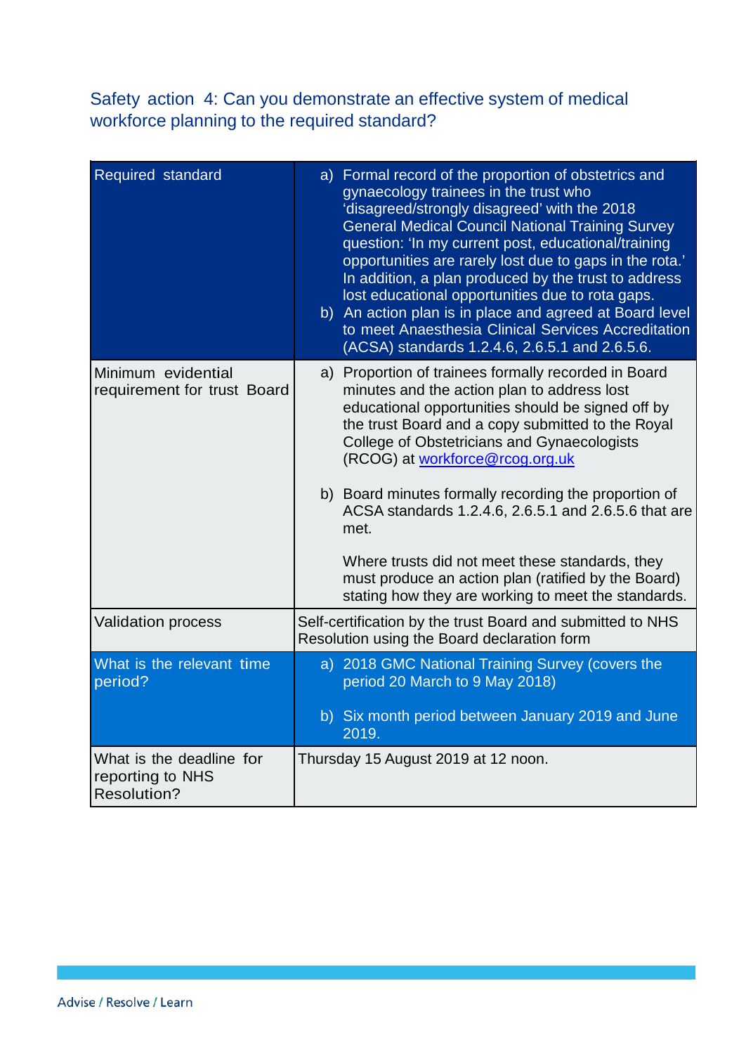## Safety action 4: Can you demonstrate an effective system of medical workforce planning to the required standard?

| | |
|---|---|
| Required standard | a) Formal record of the proportion of obstetrics and gynaecology trainees in the trust who 'disagreed/strongly disagreed' with the 2018 General Medical Council National Training Survey question: 'In my current post, educational/training opportunities are rarely lost due to gaps in the rota.' In addition, a plan produced by the trust to address lost educational opportunities due to rota gaps.<br>b) An action plan is in place and agreed at Board level to meet Anaesthesia Clinical Services Accreditation (ACSA) standards 1.2.4.6, 2.6.5.1 and 2.6.5.6. |
| Minimum evidential requirement for trust Board | a) Proportion of trainees formally recorded in Board minutes and the action plan to address lost educational opportunities should be signed off by the trust Board and a copy submitted to the Royal College of Obstetricians and Gynaecologists (RCOG) at workforce@rcog.org.uk<br><br>b) Board minutes formally recording the proportion of ACSA standards 1.2.4.6, 2.6.5.1 and 2.6.5.6 that are met.<br><br>Where trusts did not meet these standards, they must produce an action plan (ratified by the Board) stating how they are working to meet the standards. |
| Validation process | Self-certification by the trust Board and submitted to NHS Resolution using the Board declaration form |
| What is the relevant time period? | a) 2018 GMC National Training Survey (covers the period 20 March to 9 May 2018)<br><br>b) Six month period between January 2019 and June 2019. |
| What is the deadline for reporting to NHS Resolution? | Thursday 15 August 2019 at 12 noon. |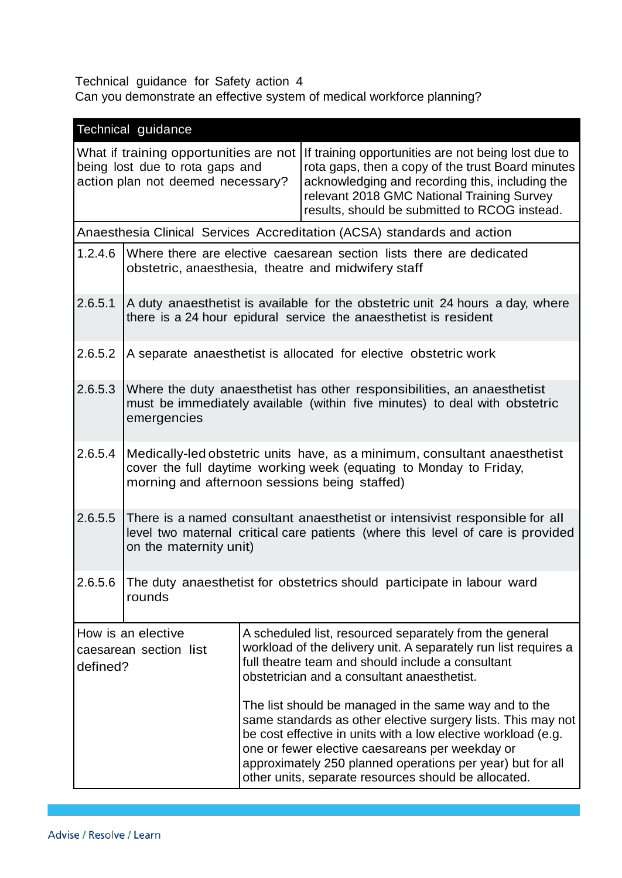Technical guidance for Safety action 4
Can you demonstrate an effective system of medical workforce planning?

| Technical guidance | |
|---|---|
| What if training opportunities are not being lost due to rota gaps and action plan not deemed necessary? | If training opportunities are not being lost due to rota gaps, then a copy of the trust Board minutes acknowledging and recording this, including the relevant 2018 GMC National Training Survey results, should be submitted to RCOG instead. |
| Anaesthesia Clinical Services Accreditation (ACSA) standards and action | |
| 1.2.4.6 | Where there are elective caesarean section lists there are dedicated obstetric, anaesthesia, theatre and midwifery staff |
| 2.6.5.1 | A duty anaesthetist is available for the obstetric unit 24 hours a day, where there is a 24 hour epidural service the anaesthetist is resident |
| 2.6.5.2 | A separate anaesthetist is allocated for elective obstetric work |
| 2.6.5.3 | Where the duty anaesthetist has other responsibilities, an anaesthetist must be immediately available (within five minutes) to deal with obstetric emergencies |
| 2.6.5.4 | Medically-led obstetric units have, as a minimum, consultant anaesthetist cover the full daytime working week (equating to Monday to Friday, morning and afternoon sessions being staffed) |
| 2.6.5.5 | There is a named consultant anaesthetist or intensivist responsible for all level two maternal critical care patients (where this level of care is provided on the maternity unit) |
| 2.6.5.6 | The duty anaesthetist for obstetrics should participate in labour ward rounds |
| How is an elective caesarean section list defined? | A scheduled list, resourced separately from the general workload of the delivery unit. A separately run list requires a full theatre team and should include a consultant obstetrician and a consultant anaesthetist.<br><br>The list should be managed in the same way and to the same standards as other elective surgery lists. This may not be cost effective in units with a low elective workload (e.g. one or fewer elective caesareans per weekday or approximately 250 planned operations per year) but for all other units, separate resources should be allocated. |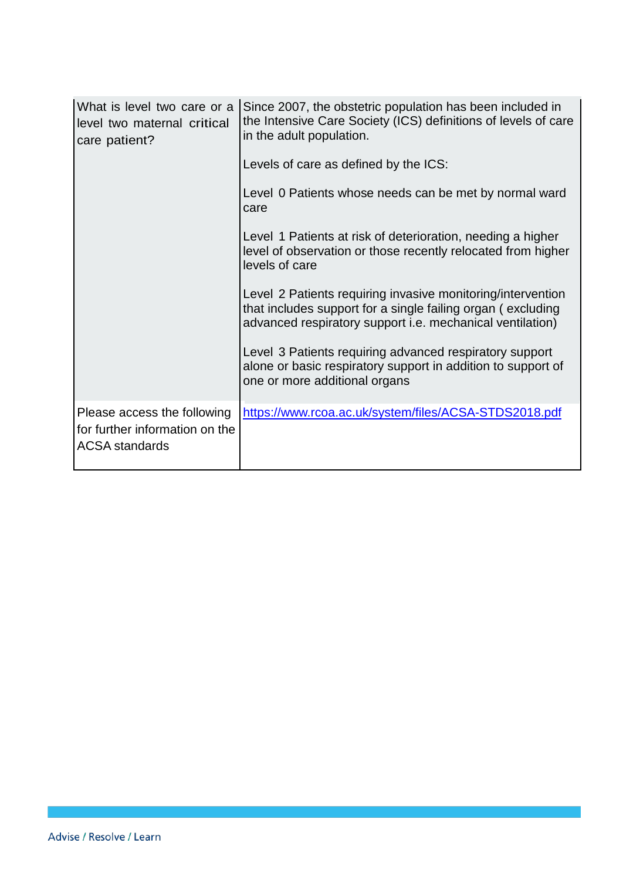| What is level two care or a level two maternal critical care patient? | Since 2007, the obstetric population has been included in the Intensive Care Society (ICS) definitions of levels of care in the adult population.<br><br>Levels of care as defined by the ICS:<br><br>Level 0 Patients whose needs can be met by normal ward care<br><br>Level 1 Patients at risk of deterioration, needing a higher level of observation or those recently relocated from higher levels of care<br><br>Level 2 Patients requiring invasive monitoring/intervention that includes support for a single failing organ ( excluding advanced respiratory support i.e. mechanical ventilation)<br><br>Level 3 Patients requiring advanced respiratory support alone or basic respiratory support in addition to support of one or more additional organs |
|---|---|
| Please access the following for further information on the ACSA standards | https://www.rcoa.ac.uk/system/files/ACSA-STDS2018.pdf |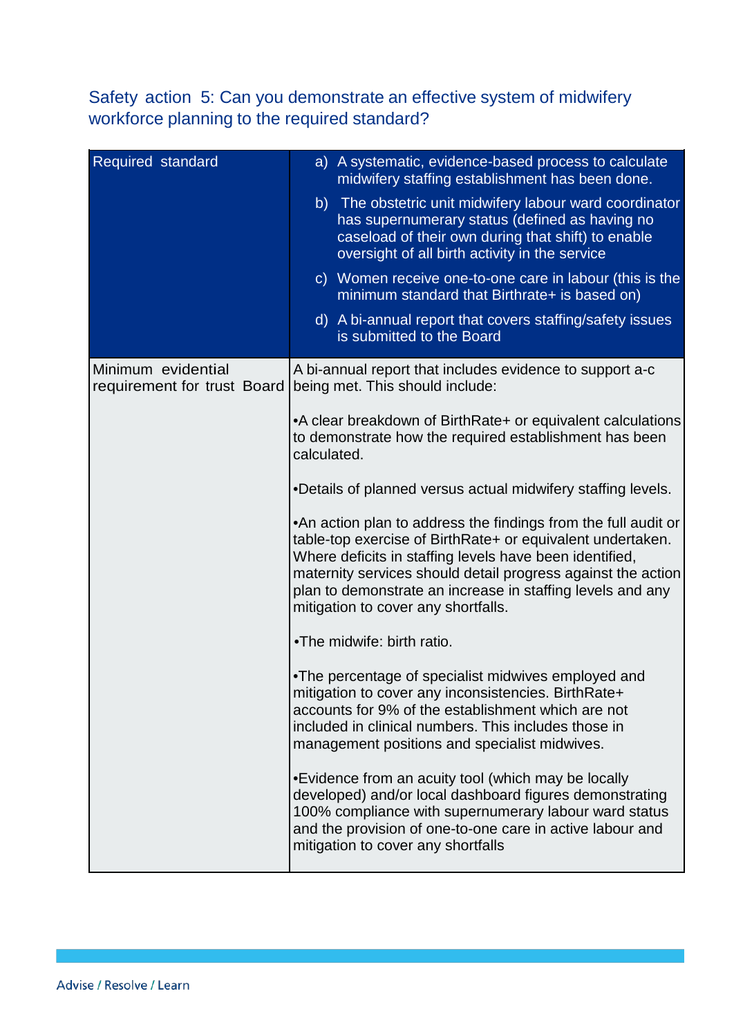## Safety action 5: Can you demonstrate an effective system of midwifery workforce planning to the required standard?

| Required standard | a) A systematic, evidence-based process to calculate midwifery staffing establishment has been done.<br><br>b) The obstetric unit midwifery labour ward coordinator has supernumerary status (defined as having no caseload of their own during that shift) to enable oversight of all birth activity in the service<br><br>c) Women receive one-to-one care in labour (this is the minimum standard that Birthrate+ is based on)<br><br>d) A bi-annual report that covers staffing/safety issues is submitted to the Board |
|---|---|
| Minimum evidential requirement for trust Board | A bi-annual report that includes evidence to support a-c being met. This should include:<br><br>•A clear breakdown of BirthRate+ or equivalent calculations to demonstrate how the required establishment has been calculated.<br><br>•Details of planned versus actual midwifery staffing levels.<br><br>•An action plan to address the findings from the full audit or table-top exercise of BirthRate+ or equivalent undertaken. Where deficits in staffing levels have been identified, maternity services should detail progress against the action plan to demonstrate an increase in staffing levels and any mitigation to cover any shortfalls.<br><br>•The midwife: birth ratio.<br><br>•The percentage of specialist midwives employed and mitigation to cover any inconsistencies. BirthRate+ accounts for 9% of the establishment which are not included in clinical numbers. This includes those in management positions and specialist midwives.<br><br>•Evidence from an acuity tool (which may be locally developed) and/or local dashboard figures demonstrating 100% compliance with supernumerary labour ward status and the provision of one-to-one care in active labour and mitigation to cover any shortfalls |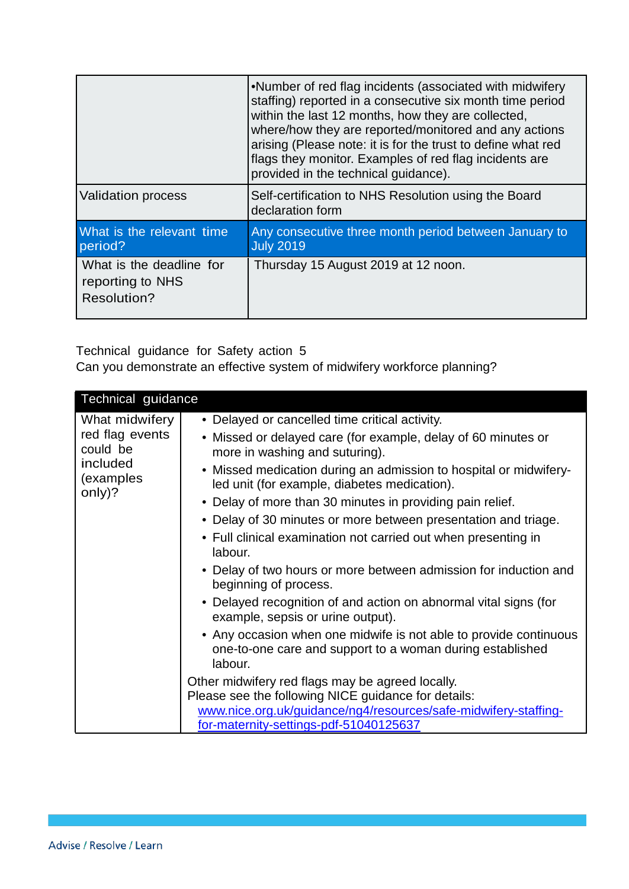| | |
|---|---|
| | •Number of red flag incidents (associated with midwifery staffing) reported in a consecutive six month time period within the last 12 months, how they are collected, where/how they are reported/monitored and any actions arising (Please note: it is for the trust to define what red flags they monitor. Examples of red flag incidents are provided in the technical guidance). |
| Validation process | Self-certification to NHS Resolution using the Board declaration form |
| What is the relevant time period? | Any consecutive three month period between January to July 2019 |
| What is the deadline for reporting to NHS Resolution? | Thursday 15 August 2019 at 12 noon. |

Technical guidance for Safety action 5

Can you demonstrate an effective system of midwifery workforce planning?

| Technical guidance | |
|---|---|
| What midwifery red flag events could be included (examples only)? | • Delayed or cancelled time critical activity.<br>• Missed or delayed care (for example, delay of 60 minutes or more in washing and suturing).<br>• Missed medication during an admission to hospital or midwifery-led unit (for example, diabetes medication).<br>• Delay of more than 30 minutes in providing pain relief.<br>• Delay of 30 minutes or more between presentation and triage.<br>• Full clinical examination not carried out when presenting in labour.<br>• Delay of two hours or more between admission for induction and beginning of process.<br>• Delayed recognition of and action on abnormal vital signs (for example, sepsis or urine output).<br>• Any occasion when one midwife is not able to provide continuous one-to-one care and support to a woman during established labour.<br>Other midwifery red flags may be agreed locally.<br>Please see the following NICE guidance for details:<br>[www.nice.org.uk/guidance/ng4/resources/safe-midwifery-staffing-for-maternity-settings-pdf-51040125637](www.nice.org.uk/guidance/ng4/resources/safe-midwifery-staffing-for-maternity-settings-pdf-51040125637) |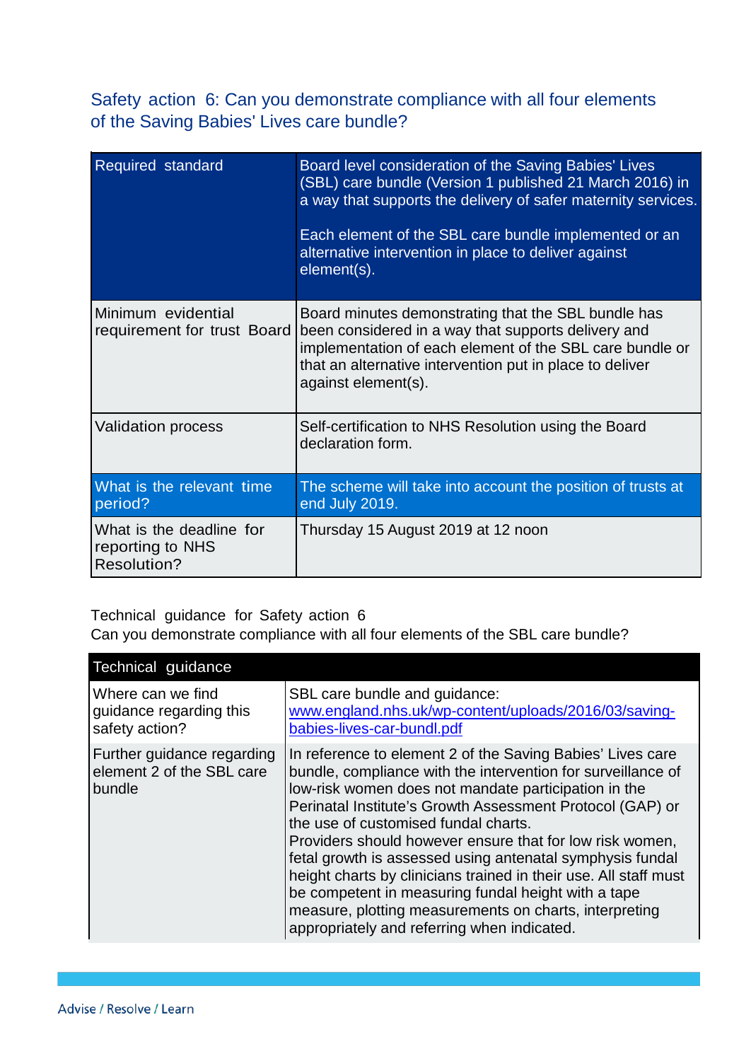## Safety action 6: Can you demonstrate compliance with all four elements of the Saving Babies' Lives care bundle?

| Required standard | Board level consideration of the Saving Babies' Lives (SBL) care bundle (Version 1 published 21 March 2016) in a way that supports the delivery of safer maternity services.<br><br>Each element of the SBL care bundle implemented or an alternative intervention in place to deliver against element(s). |
|---|---|
| Minimum evidential requirement for trust Board | Board minutes demonstrating that the SBL bundle has been considered in a way that supports delivery and implementation of each element of the SBL care bundle or that an alternative intervention put in place to deliver against element(s). |
| Validation process | Self-certification to NHS Resolution using the Board declaration form. |
| What is the relevant time period? | The scheme will take into account the position of trusts at end July 2019. |
| What is the deadline for reporting to NHS Resolution? | Thursday 15 August 2019 at 12 noon |

Technical guidance for Safety action 6
Can you demonstrate compliance with all four elements of the SBL care bundle?

| Technical guidance | |
|---|---|
| Where can we find guidance regarding this safety action? | SBL care bundle and guidance: [www.england.nhs.uk/wp-content/uploads/2016/03/saving-babies-lives-car-bundl.pdf](www.england.nhs.uk/wp-content/uploads/2016/03/saving-babies-lives-car-bundl.pdf) |
| Further guidance regarding element 2 of the SBL care bundle | In reference to element 2 of the Saving Babies' Lives care bundle, compliance with the intervention for surveillance of low-risk women does not mandate participation in the Perinatal Institute's Growth Assessment Protocol (GAP) or the use of customised fundal charts.<br>Providers should however ensure that for low risk women, fetal growth is assessed using antenatal symphysis fundal height charts by clinicians trained in their use. All staff must be competent in measuring fundal height with a tape measure, plotting measurements on charts, interpreting appropriately and referring when indicated. |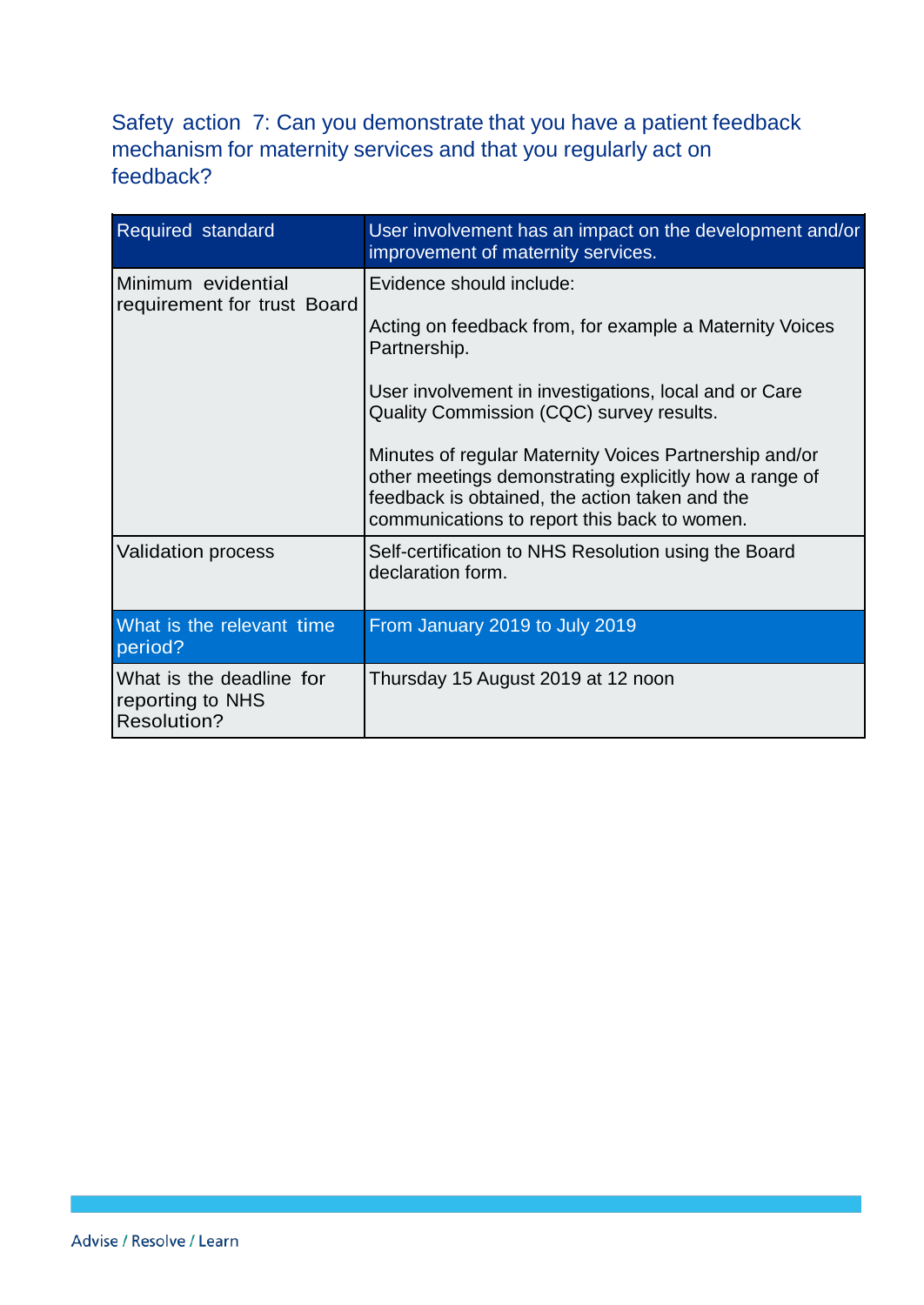## Safety action 7: Can you demonstrate that you have a patient feedback mechanism for maternity services and that you regularly act on feedback?

| Required standard | User involvement has an impact on the development and/or improvement of maternity services. |
|---|---|
| Minimum evidential requirement for trust Board | Evidence should include:<br><br>Acting on feedback from, for example a Maternity Voices Partnership.<br><br>User involvement in investigations, local and or Care Quality Commission (CQC) survey results.<br><br>Minutes of regular Maternity Voices Partnership and/or other meetings demonstrating explicitly how a range of feedback is obtained, the action taken and the communications to report this back to women. |
| Validation process | Self-certification to NHS Resolution using the Board declaration form. |
| What is the relevant time period? | From January 2019 to July 2019 |
| What is the deadline for reporting to NHS Resolution? | Thursday 15 August 2019 at 12 noon |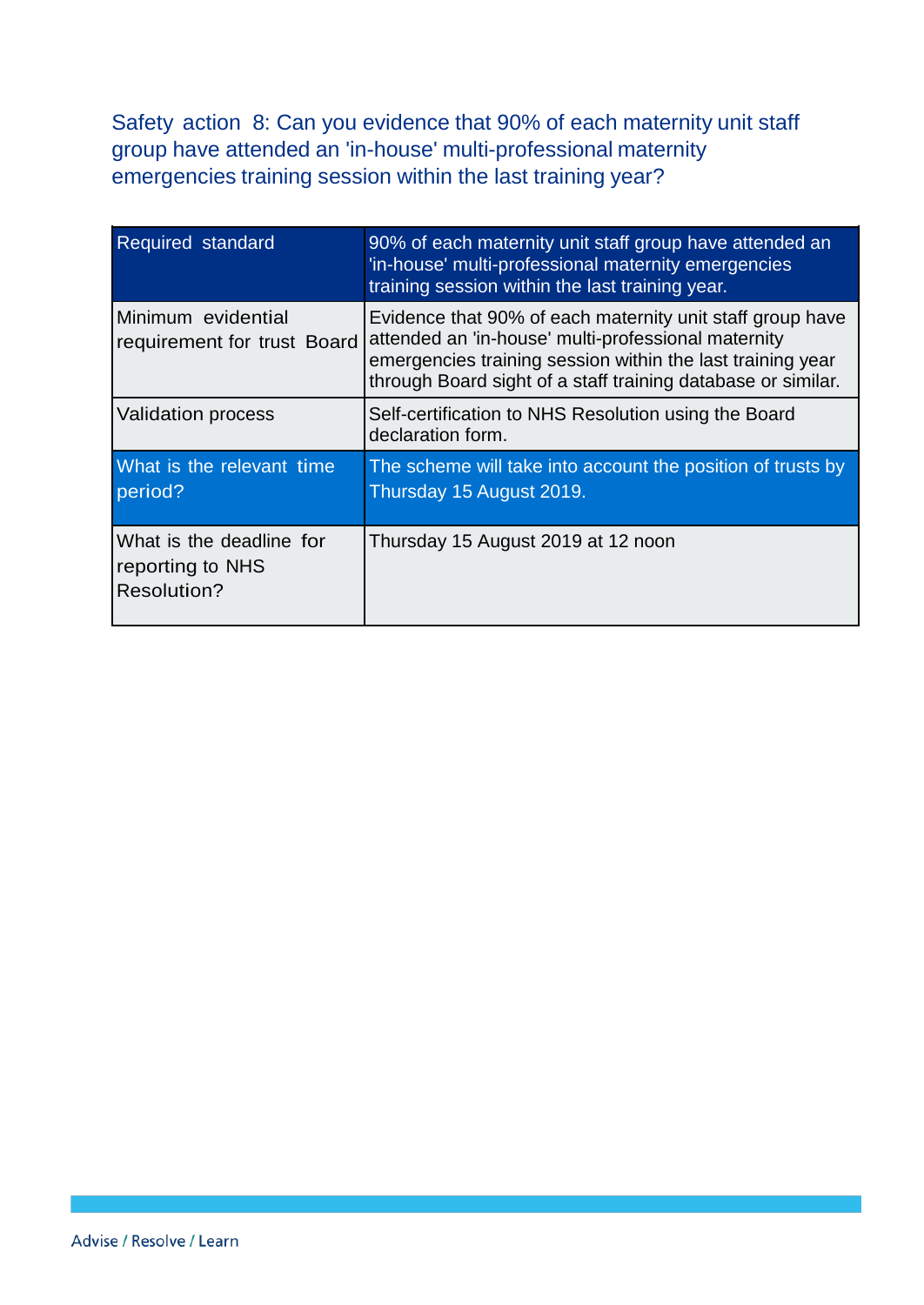## Safety action 8: Can you evidence that 90% of each maternity unit staff group have attended an 'in-house' multi-professional maternity emergencies training session within the last training year?

| Required standard | 90% of each maternity unit staff group have attended an 'in-house' multi-professional maternity emergencies training session within the last training year. |
|---|---|
| Minimum evidential requirement for trust Board | Evidence that 90% of each maternity unit staff group have attended an 'in-house' multi-professional maternity emergencies training session within the last training year through Board sight of a staff training database or similar. |
| Validation process | Self-certification to NHS Resolution using the Board declaration form. |
| What is the relevant time period? | The scheme will take into account the position of trusts by Thursday 15 August 2019. |
| What is the deadline for reporting to NHS Resolution? | Thursday 15 August 2019 at 12 noon |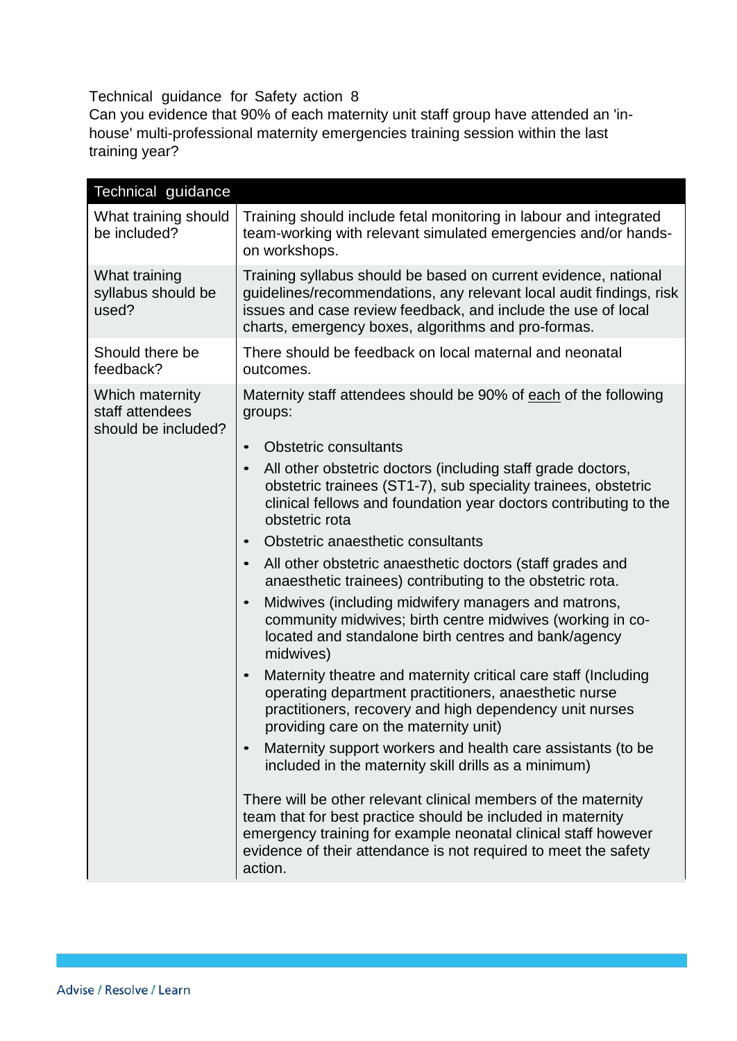Technical guidance for Safety action 8

Can you evidence that 90% of each maternity unit staff group have attended an 'in-house' multi-professional maternity emergencies training session within the last training year?

| Technical guidance | |
|---|---|
| What training should be included? | Training should include fetal monitoring in labour and integrated team-working with relevant simulated emergencies and/or hands-on workshops. |
| What training syllabus should be used? | Training syllabus should be based on current evidence, national guidelines/recommendations, any relevant local audit findings, risk issues and case review feedback, and include the use of local charts, emergency boxes, algorithms and pro-formas. |
| Should there be feedback? | There should be feedback on local maternal and neonatal outcomes. |
| Which maternity staff attendees should be included? | Maternity staff attendees should be 90% of <u>each</u> of the following groups:<br><br>• Obstetric consultants<br>• All other obstetric doctors (including staff grade doctors, obstetric trainees (ST1-7), sub speciality trainees, obstetric clinical fellows and foundation year doctors contributing to the obstetric rota<br>• Obstetric anaesthetic consultants<br>• All other obstetric anaesthetic doctors (staff grades and anaesthetic trainees) contributing to the obstetric rota.<br>• Midwives (including midwifery managers and matrons, community midwives; birth centre midwives (working in co-located and standalone birth centres and bank/agency midwives)<br>• Maternity theatre and maternity critical care staff (Including operating department practitioners, anaesthetic nurse practitioners, recovery and high dependency unit nurses providing care on the maternity unit)<br>• Maternity support workers and health care assistants (to be included in the maternity skill drills as a minimum)<br><br>There will be other relevant clinical members of the maternity team that for best practice should be included in maternity emergency training for example neonatal clinical staff however evidence of their attendance is not required to meet the safety action. |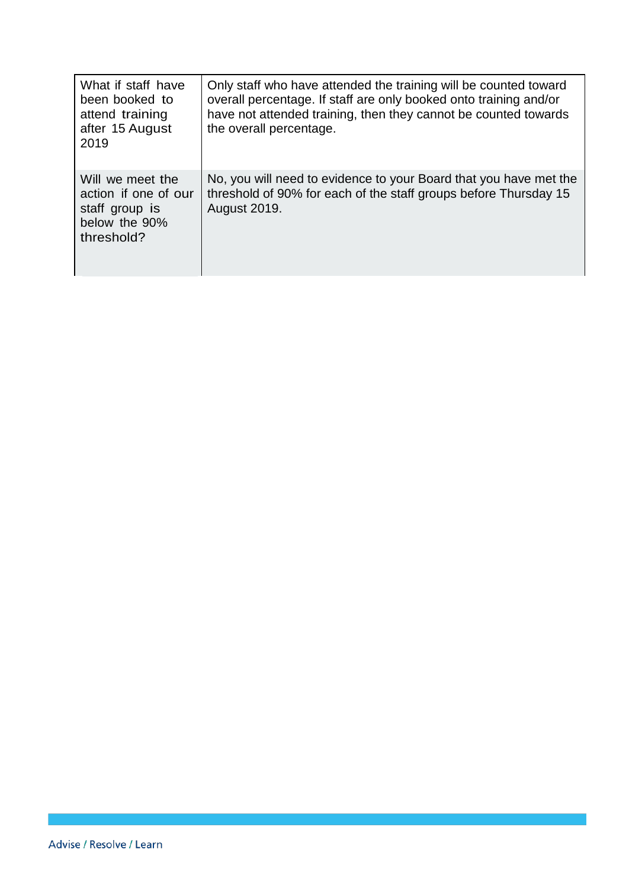| | |
|---|---|
| What if staff have been booked to attend training after 15 August 2019 | Only staff who have attended the training will be counted toward overall percentage. If staff are only booked onto training and/or have not attended training, then they cannot be counted towards the overall percentage. |
| Will we meet the action if one of our staff group is below the 90% threshold? | No, you will need to evidence to your Board that you have met the threshold of 90% for each of the staff groups before Thursday 15 August 2019. |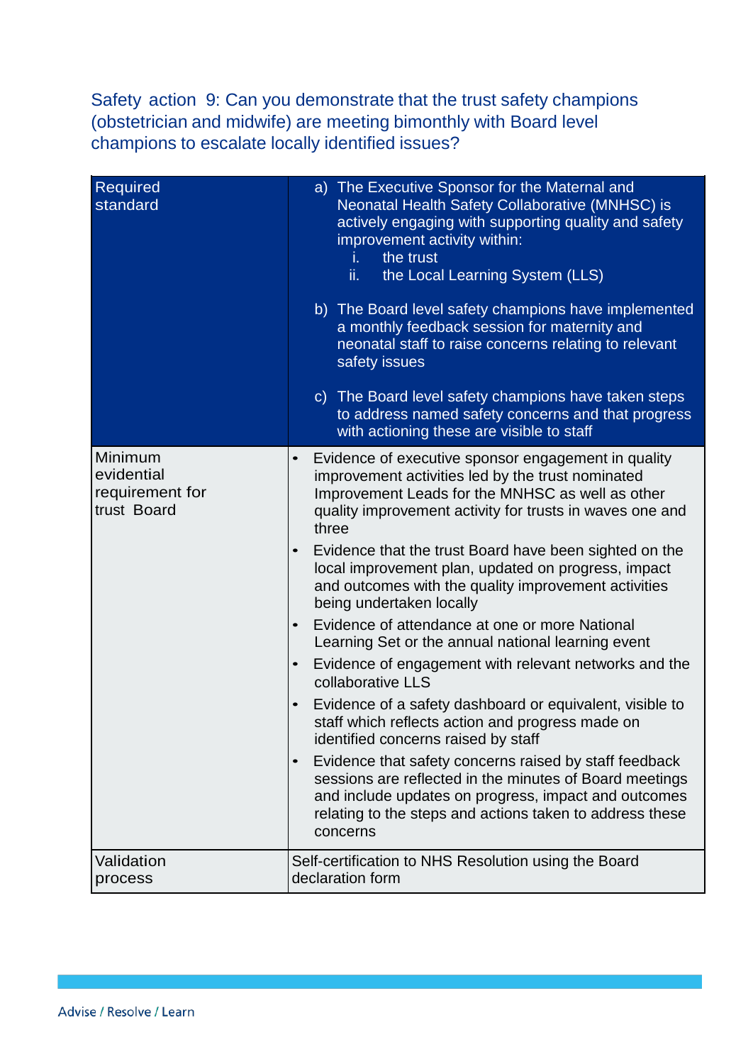## Safety action 9: Can you demonstrate that the trust safety champions (obstetrician and midwife) are meeting bimonthly with Board level champions to escalate locally identified issues?

| Required standard | a) The Executive Sponsor for the Maternal and Neonatal Health Safety Collaborative (MNHSC) is actively engaging with supporting quality and safety improvement activity within:<br>i. the trust<br>ii. the Local Learning System (LLS)<br><br>b) The Board level safety champions have implemented a monthly feedback session for maternity and neonatal staff to raise concerns relating to relevant safety issues<br><br>c) The Board level safety champions have taken steps to address named safety concerns and that progress with actioning these are visible to staff |
|---|---|
| Minimum evidential requirement for trust Board | • Evidence of executive sponsor engagement in quality improvement activities led by the trust nominated Improvement Leads for the MNHSC as well as other quality improvement activity for trusts in waves one and three<br>• Evidence that the trust Board have been sighted on the local improvement plan, updated on progress, impact and outcomes with the quality improvement activities being undertaken locally<br>• Evidence of attendance at one or more National Learning Set or the annual national learning event<br>• Evidence of engagement with relevant networks and the collaborative LLS<br>• Evidence of a safety dashboard or equivalent, visible to staff which reflects action and progress made on identified concerns raised by staff<br>• Evidence that safety concerns raised by staff feedback sessions are reflected in the minutes of Board meetings and include updates on progress, impact and outcomes relating to the steps and actions taken to address these concerns |
| Validation process | Self-certification to NHS Resolution using the Board declaration form |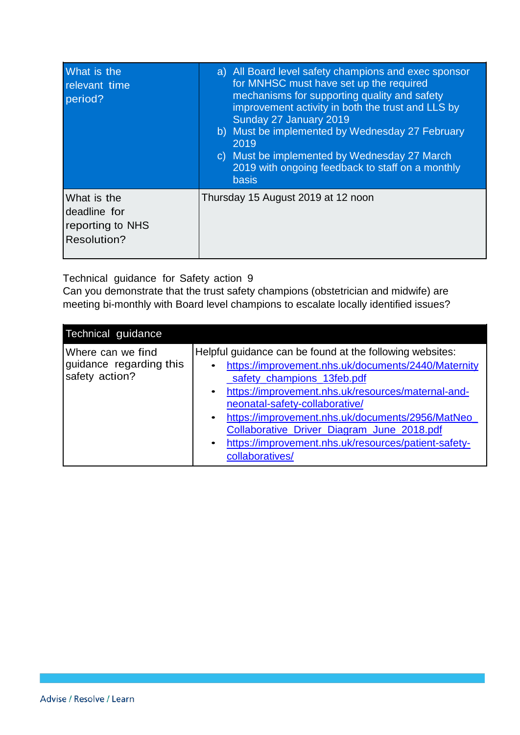| What is the relevant time period? | a) All Board level safety champions and exec sponsor for MNHSC must have set up the required mechanisms for supporting quality and safety improvement activity in both the trust and LLS by Sunday 27 January 2019<br>b) Must be implemented by Wednesday 27 February 2019<br>c) Must be implemented by Wednesday 27 March 2019 with ongoing feedback to staff on a monthly basis |
|---|---|
| What is the deadline for reporting to NHS Resolution? | Thursday 15 August 2019 at 12 noon |

Technical guidance for Safety action 9

Can you demonstrate that the trust safety champions (obstetrician and midwife) are meeting bi-monthly with Board level champions to escalate locally identified issues?

| Technical guidance | |
|---|---|
| Where can we find guidance regarding this safety action? | Helpful guidance can be found at the following websites:<br>• https://improvement.nhs.uk/documents/2440/Maternity_safety_champions_13feb.pdf<br>• https://improvement.nhs.uk/resources/maternal-and-neonatal-safety-collaborative/<br>• https://improvement.nhs.uk/documents/2956/MatNeo_Collaborative_Driver_Diagram_June_2018.pdf<br>• https://improvement.nhs.uk/resources/patient-safety-collaboratives/ |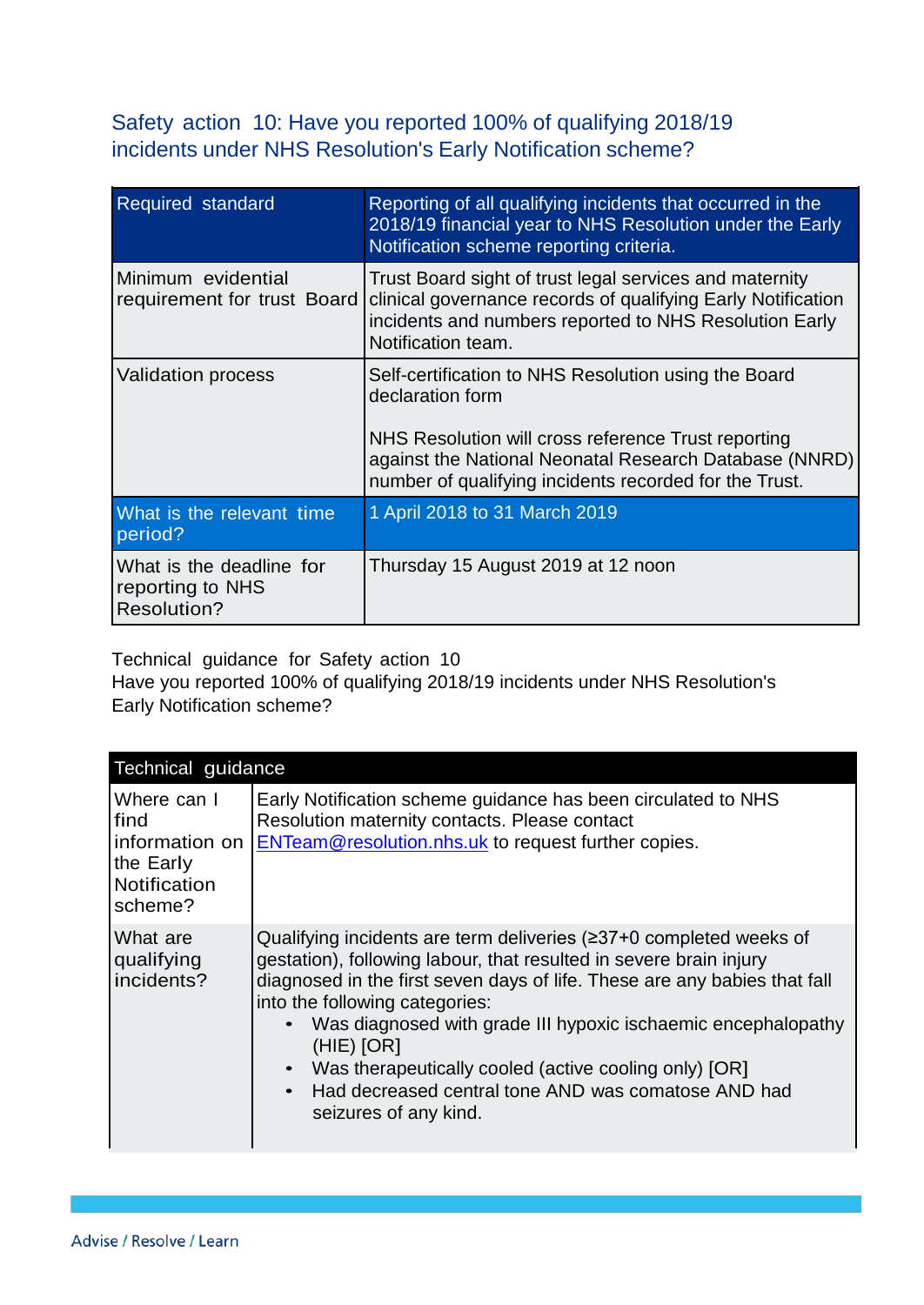## Safety action 10: Have you reported 100% of qualifying 2018/19 incidents under NHS Resolution's Early Notification scheme?

| Required standard | Reporting of all qualifying incidents that occurred in the 2018/19 financial year to NHS Resolution under the Early Notification scheme reporting criteria. |
|---|---|
| Minimum evidential requirement for trust Board | Trust Board sight of trust legal services and maternity clinical governance records of qualifying Early Notification incidents and numbers reported to NHS Resolution Early Notification team. |
| Validation process | Self-certification to NHS Resolution using the Board declaration form<br><br>NHS Resolution will cross reference Trust reporting against the National Neonatal Research Database (NNRD) number of qualifying incidents recorded for the Trust. |
| What is the relevant time period? | 1 April 2018 to 31 March 2019 |
| What is the deadline for reporting to NHS Resolution? | Thursday 15 August 2019 at 12 noon |

Technical guidance for Safety action 10
Have you reported 100% of qualifying 2018/19 incidents under NHS Resolution's Early Notification scheme?

| Technical guidance | |
|---|---|
| Where can I find information on the Early Notification scheme? | Early Notification scheme guidance has been circulated to NHS Resolution maternity contacts. Please contact ENTeam@resolution.nhs.uk to request further copies. |
| What are qualifying incidents? | Qualifying incidents are term deliveries (≥37+0 completed weeks of gestation), following labour, that resulted in severe brain injury diagnosed in the first seven days of life. These are any babies that fall into the following categories:<br>• Was diagnosed with grade III hypoxic ischaemic encephalopathy (HIE) [OR]<br>• Was therapeutically cooled (active cooling only) [OR]<br>• Had decreased central tone AND was comatose AND had seizures of any kind. |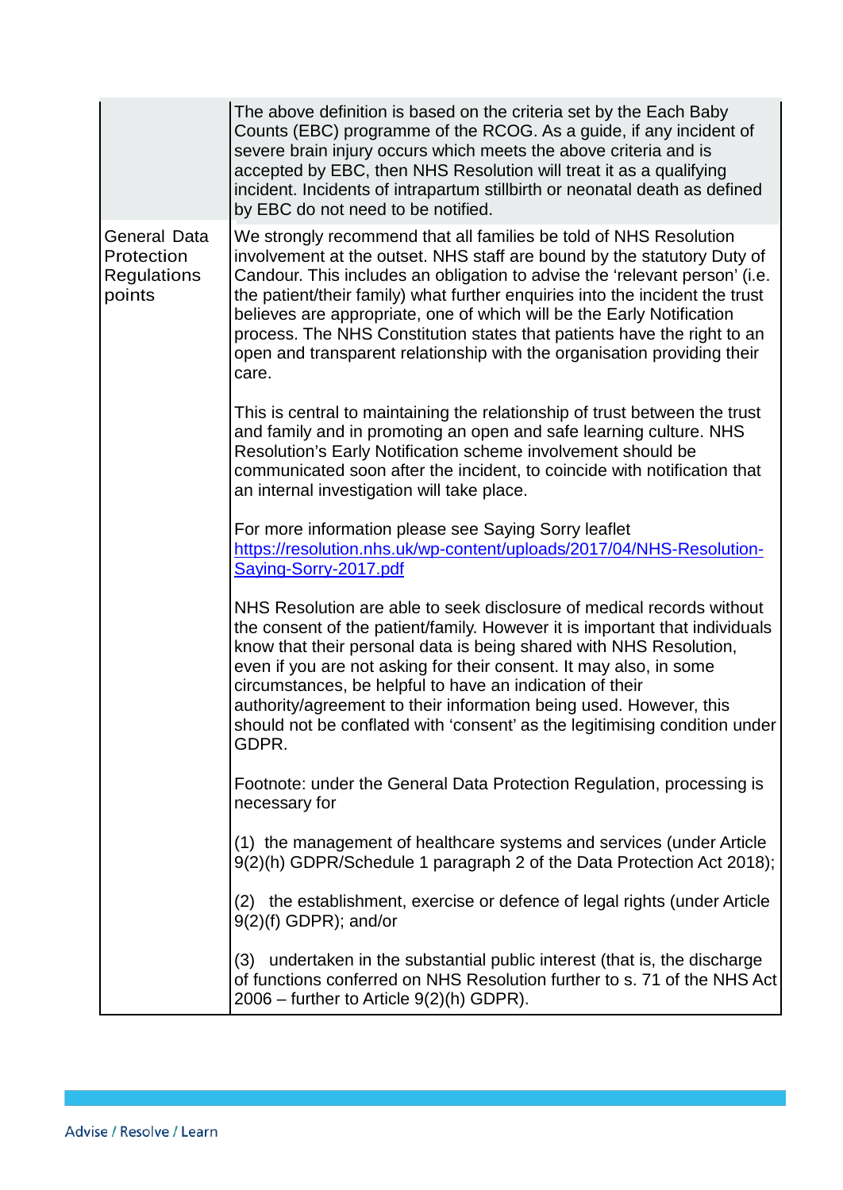| | |
|---|---|
| | The above definition is based on the criteria set by the Each Baby Counts (EBC) programme of the RCOG. As a guide, if any incident of severe brain injury occurs which meets the above criteria and is accepted by EBC, then NHS Resolution will treat it as a qualifying incident. Incidents of intrapartum stillbirth or neonatal death as defined by EBC do not need to be notified. |
| General Data Protection Regulations points | We strongly recommend that all families be told of NHS Resolution involvement at the outset. NHS staff are bound by the statutory Duty of Candour. This includes an obligation to advise the 'relevant person' (i.e. the patient/their family) what further enquiries into the incident the trust believes are appropriate, one of which will be the Early Notification process. The NHS Constitution states that patients have the right to an open and transparent relationship with the organisation providing their care.<br><br>This is central to maintaining the relationship of trust between the trust and family and in promoting an open and safe learning culture. NHS Resolution's Early Notification scheme involvement should be communicated soon after the incident, to coincide with notification that an internal investigation will take place.<br><br>For more information please see Saying Sorry leaflet [https://resolution.nhs.uk/wp-content/uploads/2017/04/NHS-Resolution-Saying-Sorry-2017.pdf](https://resolution.nhs.uk/wp-content/uploads/2017/04/NHS-Resolution-Saying-Sorry-2017.pdf)<br><br>NHS Resolution are able to seek disclosure of medical records without the consent of the patient/family. However it is important that individuals know that their personal data is being shared with NHS Resolution, even if you are not asking for their consent. It may also, in some circumstances, be helpful to have an indication of their authority/agreement to their information being used. However, this should not be conflated with 'consent' as the legitimising condition under GDPR.<br><br>Footnote: under the General Data Protection Regulation, processing is necessary for<br><br>(1) the management of healthcare systems and services (under Article 9(2)(h) GDPR/Schedule 1 paragraph 2 of the Data Protection Act 2018);<br><br>(2) the establishment, exercise or defence of legal rights (under Article 9(2)(f) GDPR); and/or<br><br>(3) undertaken in the substantial public interest (that is, the discharge of functions conferred on NHS Resolution further to s. 71 of the NHS Act 2006 – further to Article 9(2)(h) GDPR). |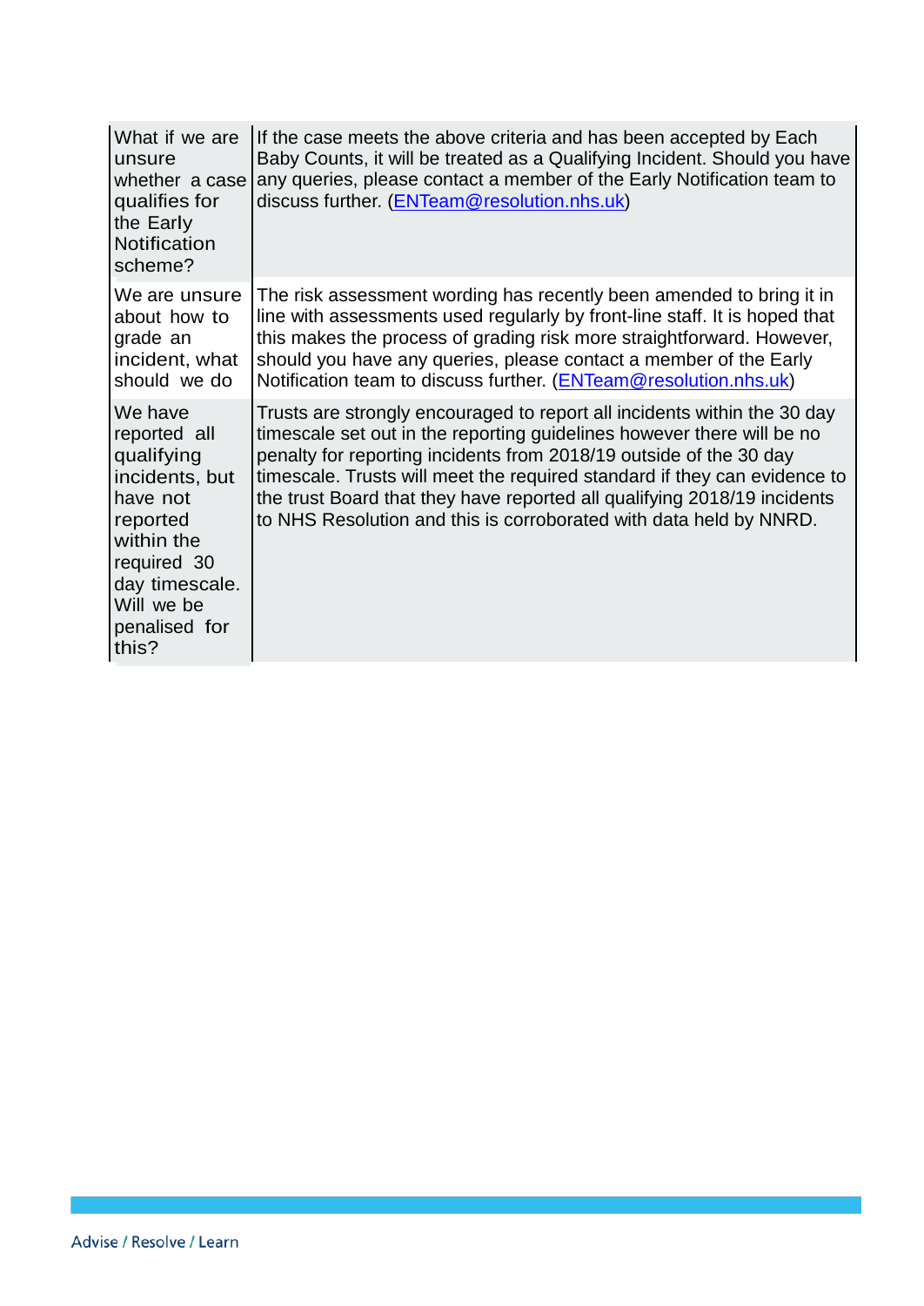| | |
|---|---|
| What if we are unsure whether a case qualifies for the Early Notification scheme? | If the case meets the above criteria and has been accepted by Each Baby Counts, it will be treated as a Qualifying Incident. Should you have any queries, please contact a member of the Early Notification team to discuss further. (ENTeam@resolution.nhs.uk) |
| We are unsure about how to grade an incident, what should we do | The risk assessment wording has recently been amended to bring it in line with assessments used regularly by front-line staff. It is hoped that this makes the process of grading risk more straightforward. However, should you have any queries, please contact a member of the Early Notification team to discuss further. (ENTeam@resolution.nhs.uk) |
| We have reported all qualifying incidents, but have not reported within the required 30 day timescale. Will we be penalised for this? | Trusts are strongly encouraged to report all incidents within the 30 day timescale set out in the reporting guidelines however there will be no penalty for reporting incidents from 2018/19 outside of the 30 day timescale. Trusts will meet the required standard if they can evidence to the trust Board that they have reported all qualifying 2018/19 incidents to NHS Resolution and this is corroborated with data held by NNRD. |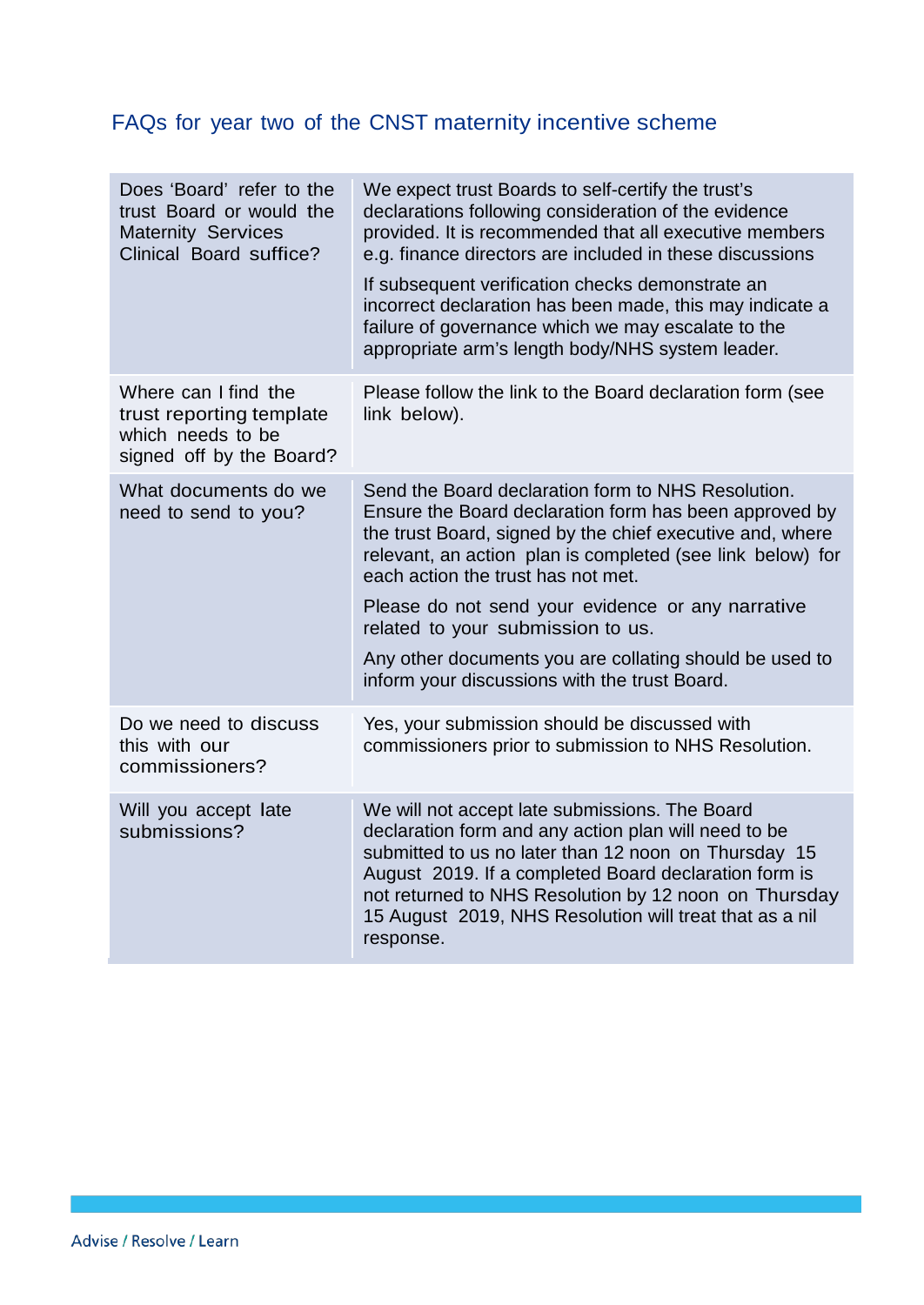## FAQs for year two of the CNST maternity incentive scheme

| | |
|---|---|
| Does 'Board' refer to the trust Board or would the Maternity Services Clinical Board suffice? | We expect trust Boards to self-certify the trust's declarations following consideration of the evidence provided. It is recommended that all executive members e.g. finance directors are included in these discussions<br><br>If subsequent verification checks demonstrate an incorrect declaration has been made, this may indicate a failure of governance which we may escalate to the appropriate arm's length body/NHS system leader. |
| Where can I find the trust reporting template which needs to be signed off by the Board? | Please follow the link to the Board declaration form (see link below). |
| What documents do we need to send to you? | Send the Board declaration form to NHS Resolution. Ensure the Board declaration form has been approved by the trust Board, signed by the chief executive and, where relevant, an action plan is completed (see link below) for each action the trust has not met.<br><br>Please do not send your evidence or any narrative related to your submission to us.<br><br>Any other documents you are collating should be used to inform your discussions with the trust Board. |
| Do we need to discuss this with our commissioners? | Yes, your submission should be discussed with commissioners prior to submission to NHS Resolution. |
| Will you accept late submissions? | We will not accept late submissions. The Board declaration form and any action plan will need to be submitted to us no later than 12 noon on Thursday 15 August 2019. If a completed Board declaration form is not returned to NHS Resolution by 12 noon on Thursday 15 August 2019, NHS Resolution will treat that as a nil response. |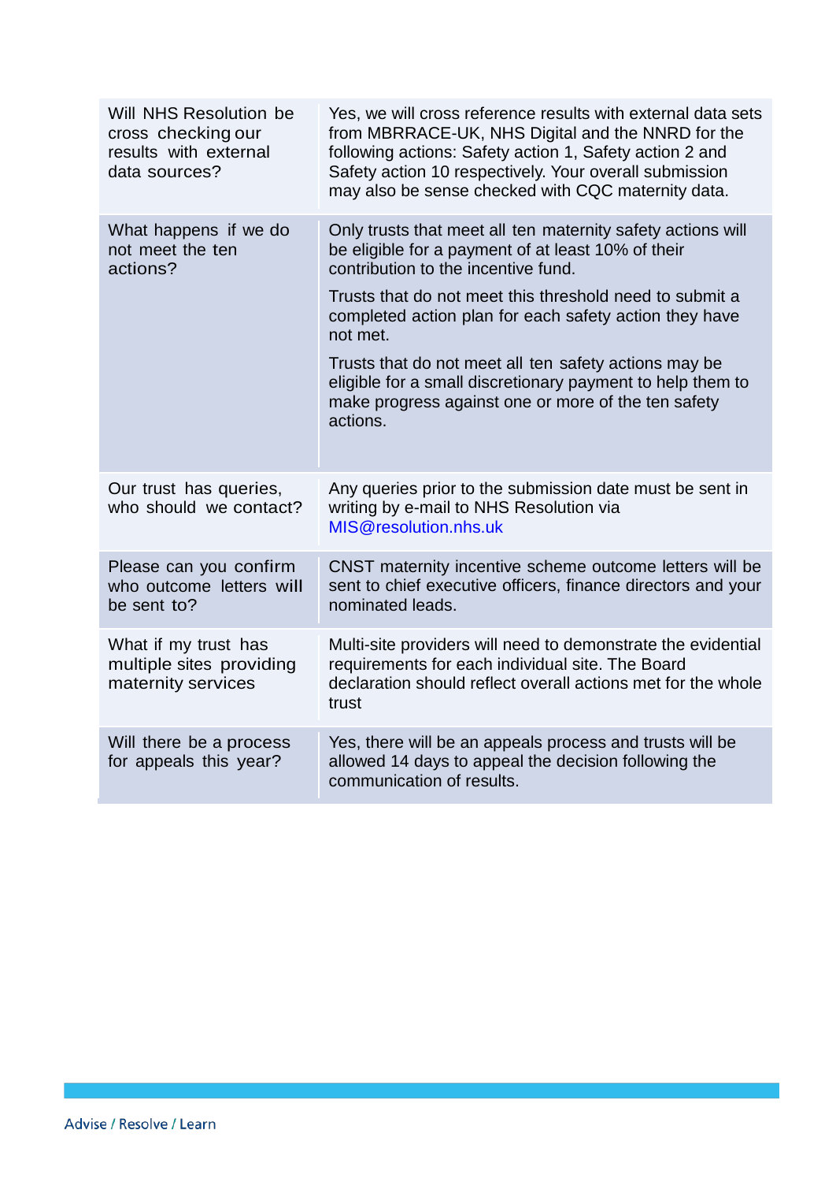| | |
|---|---|
| Will NHS Resolution be cross checking our results with external data sources? | Yes, we will cross reference results with external data sets from MBRRACE-UK, NHS Digital and the NNRD for the following actions: Safety action 1, Safety action 2 and Safety action 10 respectively. Your overall submission may also be sense checked with CQC maternity data. |
| What happens if we do not meet the ten actions? | Only trusts that meet all ten maternity safety actions will be eligible for a payment of at least 10% of their contribution to the incentive fund.<br><br>Trusts that do not meet this threshold need to submit a completed action plan for each safety action they have not met.<br><br>Trusts that do not meet all ten safety actions may be eligible for a small discretionary payment to help them to make progress against one or more of the ten safety actions. |
| Our trust has queries, who should we contact? | Any queries prior to the submission date must be sent in writing by e-mail to NHS Resolution via MIS@resolution.nhs.uk |
| Please can you confirm who outcome letters will be sent to? | CNST maternity incentive scheme outcome letters will be sent to chief executive officers, finance directors and your nominated leads. |
| What if my trust has multiple sites providing maternity services | Multi-site providers will need to demonstrate the evidential requirements for each individual site. The Board declaration should reflect overall actions met for the whole trust |
| Will there be a process for appeals this year? | Yes, there will be an appeals process and trusts will be allowed 14 days to appeal the decision following the communication of results. |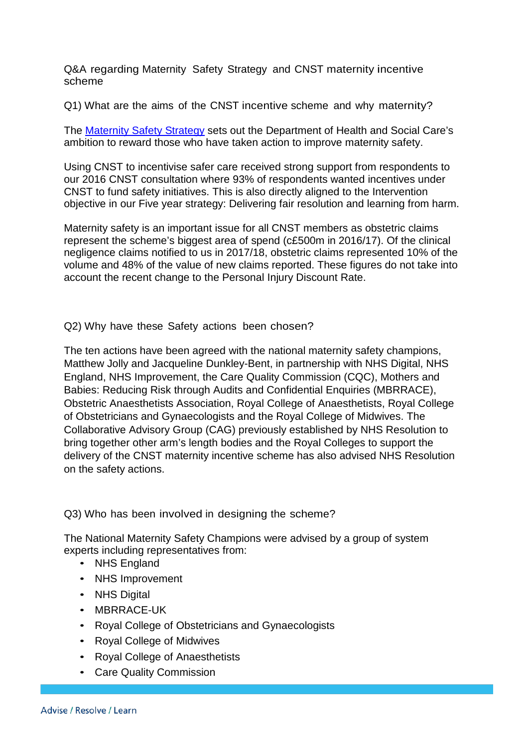Q&A regarding Maternity Safety Strategy and CNST maternity incentive scheme

Q1) What are the aims of the CNST incentive scheme and why maternity?

The [Maternity Safety Strategy](#) sets out the Department of Health and Social Care's ambition to reward those who have taken action to improve maternity safety.

Using CNST to incentivise safer care received strong support from respondents to our 2016 CNST consultation where 93% of respondents wanted incentives under CNST to fund safety initiatives. This is also directly aligned to the Intervention objective in our Five year strategy: Delivering fair resolution and learning from harm.

Maternity safety is an important issue for all CNST members as obstetric claims represent the scheme's biggest area of spend (c£500m in 2016/17). Of the clinical negligence claims notified to us in 2017/18, obstetric claims represented 10% of the volume and 48% of the value of new claims reported. These figures do not take into account the recent change to the Personal Injury Discount Rate.

Q2) Why have these Safety actions been chosen?

The ten actions have been agreed with the national maternity safety champions, Matthew Jolly and Jacqueline Dunkley-Bent, in partnership with NHS Digital, NHS England, NHS Improvement, the Care Quality Commission (CQC), Mothers and Babies: Reducing Risk through Audits and Confidential Enquiries (MBRRACE), Obstetric Anaesthetists Association, Royal College of Anaesthetists, Royal College of Obstetricians and Gynaecologists and the Royal College of Midwives. The Collaborative Advisory Group (CAG) previously established by NHS Resolution to bring together other arm's length bodies and the Royal Colleges to support the delivery of the CNST maternity incentive scheme has also advised NHS Resolution on the safety actions.

Q3) Who has been involved in designing the scheme?

The National Maternity Safety Champions were advised by a group of system experts including representatives from:

- NHS England
- NHS Improvement
- NHS Digital
- MBRRACE-UK
- Royal College of Obstetricians and Gynaecologists
- Royal College of Midwives
- Royal College of Anaesthetists
- Care Quality Commission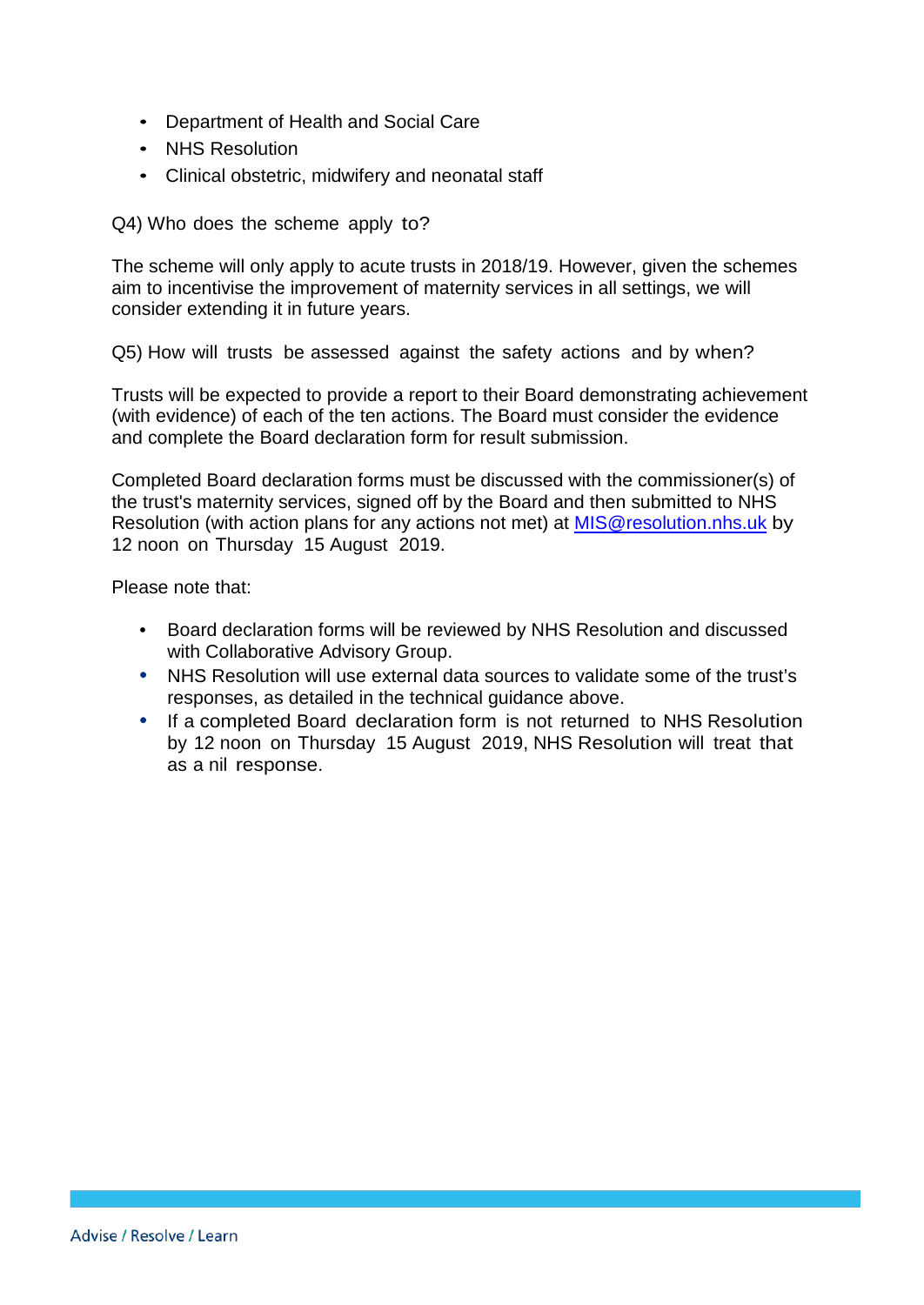- Department of Health and Social Care
- NHS Resolution
- Clinical obstetric, midwifery and neonatal staff

Q4) Who does the scheme apply to?

The scheme will only apply to acute trusts in 2018/19. However, given the schemes aim to incentivise the improvement of maternity services in all settings, we will consider extending it in future years.

Q5) How will trusts be assessed against the safety actions and by when?

Trusts will be expected to provide a report to their Board demonstrating achievement (with evidence) of each of the ten actions. The Board must consider the evidence and complete the Board declaration form for result submission.

Completed Board declaration forms must be discussed with the commissioner(s) of the trust's maternity services, signed off by the Board and then submitted to NHS Resolution (with action plans for any actions not met) at MIS@resolution.nhs.uk by 12 noon on Thursday 15 August 2019.

Please note that:

- Board declaration forms will be reviewed by NHS Resolution and discussed with Collaborative Advisory Group.
- NHS Resolution will use external data sources to validate some of the trust's responses, as detailed in the technical guidance above.
- If a completed Board declaration form is not returned to NHS Resolution by 12 noon on Thursday 15 August 2019, NHS Resolution will treat that as a nil response.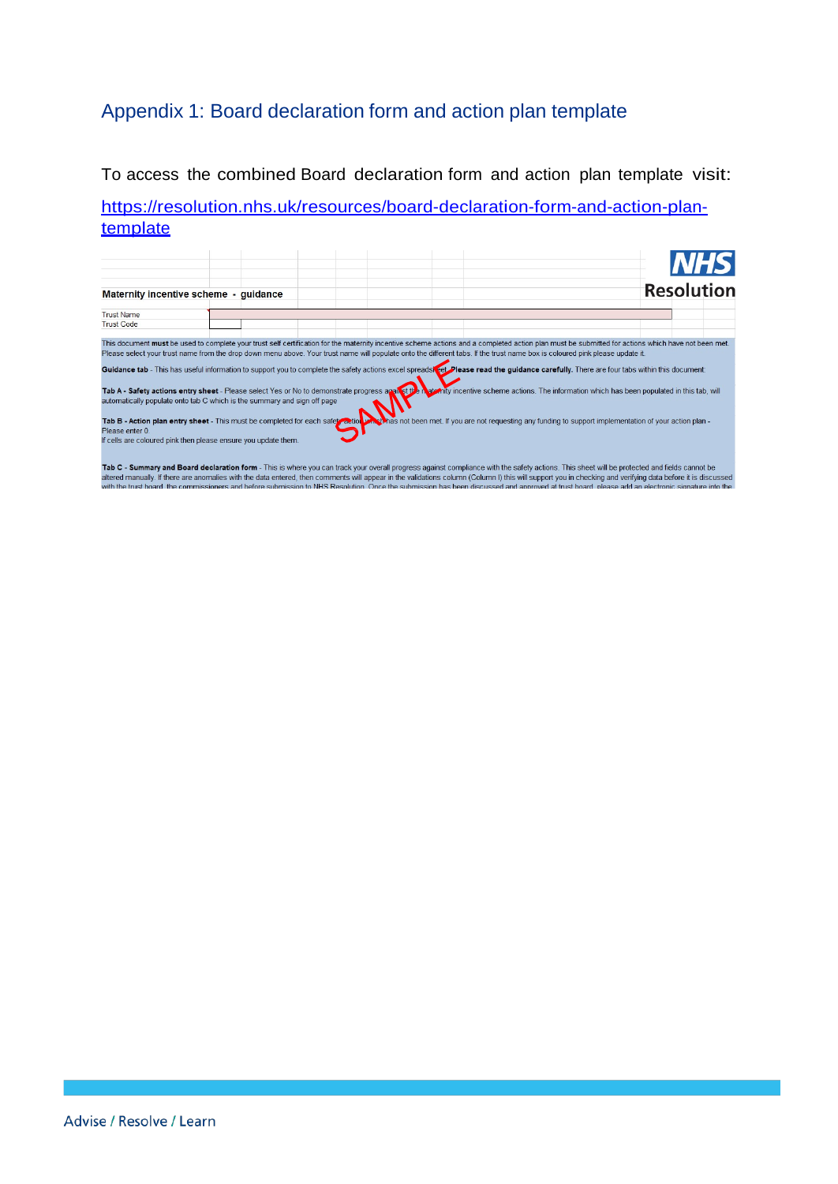## Appendix 1: Board declaration form and action plan template

To access the combined Board declaration form and action plan template visit: [https://resolution.nhs.uk/resources/board-declaration-form-and-action-plan-template](https://resolution.nhs.uk/resources/board-declaration-form-and-action-plan-template)

**Maternity incentive scheme - guidance**

NHS Resolution

Trust Name

Trust Code

This document **must** be used to complete your trust self certification for the maternity incentive scheme actions and a completed action plan must be submitted for actions which have not been met. Please select your trust name from the drop down menu above. Your trust name will populate onto the different tabs. If the trust name box is coloured pink please update it.

**Guidance tab** - This has useful information to support you to complete the safety actions excel spreadsheet. **Please read the guidance carefully.** There are four tabs within this document:

**Tab A - Safety actions entry sheet** - Please select Yes or No to demonstrate progress against the maternity incentive scheme actions. The information which has been populated in this tab, will automatically populate onto tab C which is the summary and sign off page

**Tab B - Action plan entry sheet** - This must be completed for each safety action which has not been met. If you are not requesting any funding to support implementation of your action plan - Please enter 0.
If cells are coloured pink then please ensure you update them.

**Tab C - Summary and Board declaration form** - This is where you can track your overall progress against compliance with the safety actions. This sheet will be protected and fields cannot be altered manually. If there are anomalies with the data entered, then comments will appear in the validations column (Column I) this will support you in checking and verifying data before it is discussed with the trust board, the commissioners and before submission to NHS Resolution. Once the submission has been discussed and approved at trust board, please add an electronic signature into the

SAMPLE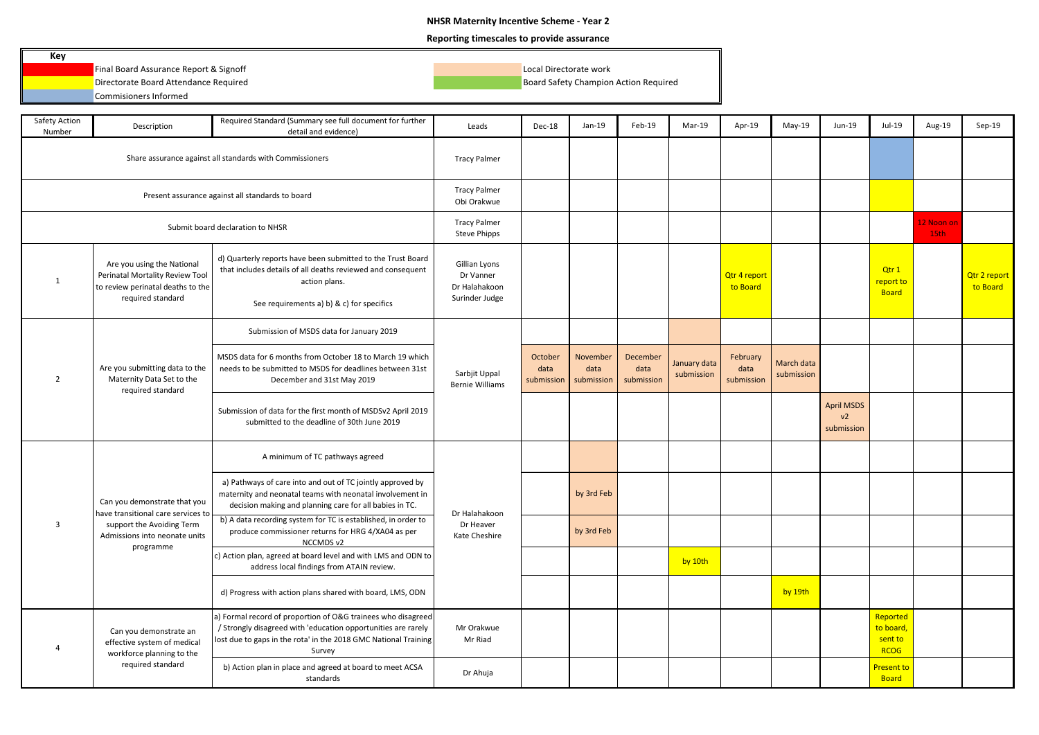# NHSR Maternity Incentive Scheme - Year 2

## Reporting timescales to provide assurance

**Key**

| Colour | Meaning |
|---|---|
| Red | Final Board Assurance Report & Signoff |
| Yellow | Directorate Board Attendance Required |
| Blue | Commisioners Informed |
| Peach | Local Directorate work |
| Green | Board Safety Champion Action Required |

| Safety Action Number | Description | Required Standard (Summary see full document for further detail and evidence) | Leads | Dec-18 | Jan-19 | Feb-19 | Mar-19 | Apr-19 | May-19 | Jun-19 | Jul-19 | Aug-19 | Sep-19 |
|---|---|---|---|---|---|---|---|---|---|---|---|---|---|
| | Share assurance against all standards with Commissioners | | Tracy Palmer | | | | | | | | | | |
| | Present assurance against all standards to board | | Tracy Palmer Obi Orakwue | | | | | | | | | | |
| | Submit board declaration to NHSR | | Tracy Palmer Steve Phipps | | | | | | | | | 12 Noon on 15th | |
| 1 | Are you using the National Perinatal Mortality Review Tool to review perinatal deaths to the required standard | d) Quarterly reports have been submitted to the Trust Board that includes details of all deaths reviewed and consequent action plans. See requirements a) b) & c) for specifics | Gillian Lyons Dr Vanner Dr Halahakoon Surinder Judge | | | | | Qtr 4 report to Board | | | Qtr 1 report to Board | | Qtr 2 report to Board |
| 2 | Are you submitting data to the Maternity Data Set to the required standard | Submission of MSDS data for January 2019 | Sarbjit Uppal Bernie Williams | | | | | | | | | | |
| | | MSDS data for 6 months from October 18 to March 19 which needs to be submitted to MSDS for deadlines between 31st December and 31st May 2019 | | October data submission | November data submission | December data submission | January data submission | February data submission | March data submission | | | | |
| | | Submission of data for the first month of MSDSv2 April 2019 submitted to the deadline of 30th June 2019 | | | | | | | | April MSDS v2 submission | | | |
| 3 | Can you demonstrate that you have transitional care services to support the Avoiding Term Admissions into neonate units programme | A minimum of TC pathways agreed | Dr Halahakoon Dr Heaver Kate Cheshire | | | | | | | | | | |
| | | a) Pathways of care into and out of TC jointly approved by maternity and neonatal teams with neonatal involvement in decision making and planning care for all babies in TC. | | | by 3rd Feb | | | | | | | | |
| | | b) A data recording system for TC is established, in order to produce commissioner returns for HRG 4/XA04 as per NCCMDS v2 | | | by 3rd Feb | | | | | | | | |
| | | c) Action plan, agreed at board level and with LMS and ODN to address local findings from ATAIN review. | | | | | by 10th | | | | | | |
| | | d) Progress with action plans shared with board, LMS, ODN | | | | | | | by 19th | | | | |
| 4 | Can you demonstrate an effective system of medical workforce planning to the required standard | a) Formal record of proportion of O&G trainees who disagreed / Strongly disagreed with 'education opportunities are rarely lost due to gaps in the rota' in the 2018 GMC National Training Survey | Mr Orakwue Mr Riad | | | | | | | | Reported to board, sent to RCOG | | |
| | | b) Action plan in place and agreed at board to meet ACSA standards | Dr Ahuja | | | | | | | | Present to Board | | |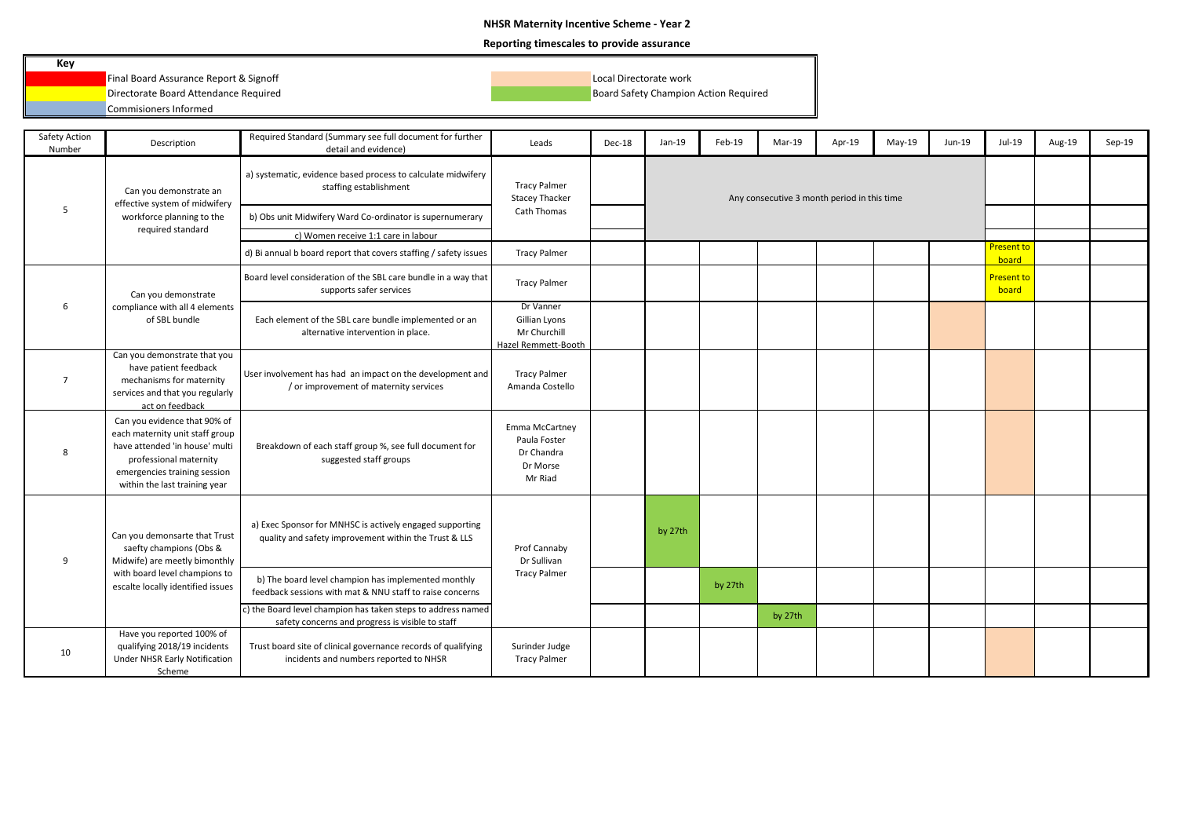# NHSR Maternity Incentive Scheme - Year 2

## Reporting timescales to provide assurance

**Key**

| Colour | Meaning | Colour | Meaning |
|---|---|---|---|
| Red | Final Board Assurance Report & Signoff | Peach | Local Directorate work |
| Yellow | Directorate Board Attendance Required | Green | Board Safety Champion Action Required |
| Blue | Commisioners Informed | | |

| Safety Action Number | Description | Required Standard (Summary see full document for further detail and evidence) | Leads | Dec-18 | Jan-19 | Feb-19 | Mar-19 | Apr-19 | May-19 | Jun-19 | Jul-19 | Aug-19 | Sep-19 |
|---|---|---|---|---|---|---|---|---|---|---|---|---|---|
| 5 | Can you demonstrate an effective system of midwifery workforce planning to the required standard | a) systematic, evidence based process to calculate midwifery staffing establishment | Tracy Palmer<br>Stacey Thacker<br>Cath Thomas | | Any consecutive 3 month period in this time | | | | | | | | |
| | | b) Obs unit Midwifery Ward Co-ordinator is supernumerary | | | | | | | | | | | |
| | | c) Women receive 1:1 care in labour | | | | | | | | | | | |
| | | d) Bi annual b board report that covers staffing / safety issues | Tracy Palmer | | | | | | | | Present to board | | |
| 6 | Can you demonstrate compliance with all 4 elements of SBL bundle | Board level consideration of the SBL care bundle in a way that supports safer services | Tracy Palmer | | | | | | | | Present to board | | |
| | | Each element of the SBL care bundle implemented or an alternative intervention in place. | Dr Vanner<br>Gillian Lyons<br>Mr Churchill<br>Hazel Remmett-Booth | | | | | | | | | | |
| 7 | Can you demonstrate that you have patient feedback mechanisms for maternity services and that you regularly act on feedback | User involvement has had an impact on the development and / or improvement of maternity services | Tracy Palmer<br>Amanda Costello | | | | | | | | | | |
| 8 | Can you evidence that 90% of each maternity unit staff group have attended 'in house' multi professional maternity emergencies training session within the last training year | Breakdown of each staff group %, see full document for suggested staff groups | Emma McCartney<br>Paula Foster<br>Dr Chandra<br>Dr Morse<br>Mr Riad | | | | | | | | | | |
| 9 | Can you demonsarte that Trust saefty champions (Obs & Midwife) are meetly bimonthly with board level champions to escalte locally identified issues | a) Exec Sponsor for MNHSC is actively engaged supporting quality and safety improvement within the Trust & LLS | Prof Cannaby<br>Dr Sullivan<br>Tracy Palmer | | by 27th | | | | | | | | |
| | | b) The board level champion has implemented monthly feedback sessions with mat & NNU staff to raise concerns | | | | by 27th | | | | | | | |
| | | c) the Board level champion has taken steps to address named safety concerns and progress is visible to staff | | | | | by 27th | | | | | | |
| 10 | Have you reported 100% of qualifying 2018/19 incidents Under NHSR Early Notification Scheme | Trust board site of clinical governance records of qualifying incidents and numbers reported to NHSR | Surinder Judge<br>Tracy Palmer | | | | | | | | | | |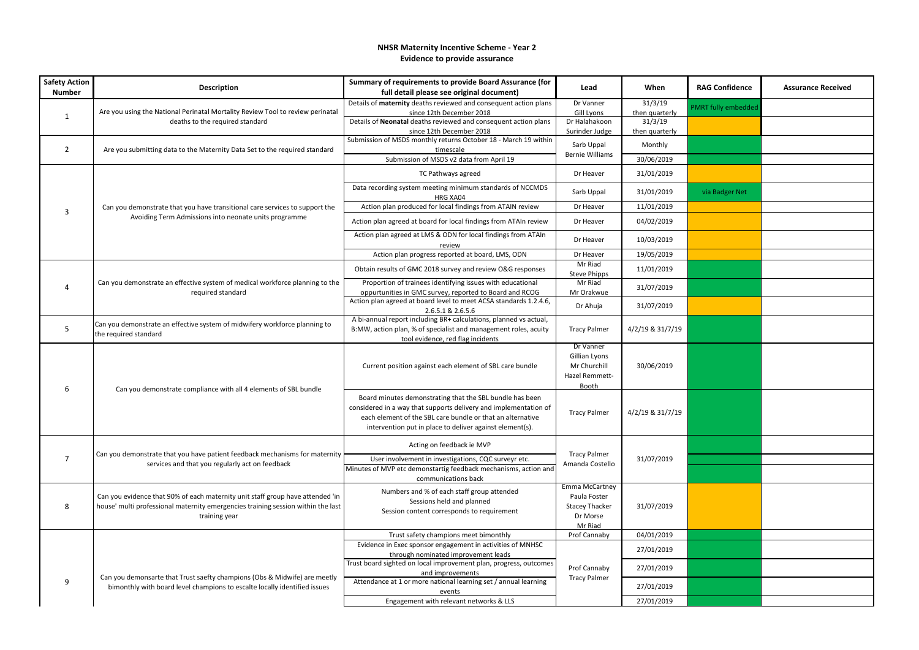# NHSR Maternity Incentive Scheme - Year 2
## Evidence to provide assurance

| Safety Action Number | Description | Summary of requirements to provide Board Assurance (for full detail please see original document) | Lead | When | RAG Confidence | Assurance Received |
|---|---|---|---|---|---|---|
| 1 | Are you using the National Perinatal Mortality Review Tool to review perinatal deaths to the required standard | Details of **maternity** deaths reviewed and consequent action plans since 12th December 2018 | Dr Vanner Gill Lyons | 31/3/19 then quarterly | PMRT fully embedded | |
| | | Details of **Neonatal** deaths reviewed and consequent action plans since 12th December 2018 | Dr Halahakoon Surinder Judge | 31/3/19 then quarterly | | |
| 2 | Are you submitting data to the Maternity Data Set to the required standard | Submission of MSDS monthly returns October 18 - March 19 within timescale | Sarb Uppal Bernie Williams | Monthly | | |
| | | Submission of MSDS v2 data from April 19 | | 30/06/2019 | | |
| 3 | Can you demonstrate that you have transitional care services to support the Avoiding Term Admissions into neonate units programme | TC Pathways agreed | Dr Heaver | 31/01/2019 | | |
| | | Data recording system meeting minimum standards of NCCMDS HRG XA04 | Sarb Uppal | 31/01/2019 | via Badger Net | |
| | | Action plan produced for local findings from ATAIN review | Dr Heaver | 11/01/2019 | | |
| | | Action plan agreed at board for local findings from ATAIn review | Dr Heaver | 04/02/2019 | | |
| | | Action plan agreed at LMS & ODN for local findings from ATAIn review | Dr Heaver | 10/03/2019 | | |
| | | Action plan progress reported at board, LMS, ODN | Dr Heaver | 19/05/2019 | | |
| 4 | Can you demonstrate an effective system of medical workforce planning to the required standard | Obtain results of GMC 2018 survey and review O&G responses | Mr Riad Steve Phipps | 11/01/2019 | | |
| | | Proportion of trainees identifying issues with educational oppurtunities in GMC survey, reported to Board and RCOG | Mr Riad Mr Orakwue | 31/07/2019 | | |
| | | Action plan agreed at board level to meet ACSA standards 1.2.4.6, 2.6.5.1 & 2.6.5.6 | Dr Ahuja | 31/07/2019 | | |
| 5 | Can you demonstrate an effective system of midwifery workforce planning to the required standard | A bi-annual report including BR+ calculations, planned vs actual, B:MW, action plan, % of specialist and management roles, acuity tool evidence, red flag incidents | Tracy Palmer | 4/2/19 & 31/7/19 | | |
| 6 | Can you demonstrate compliance with all 4 elements of SBL bundle | Current position against each element of SBL care bundle | Dr Vanner Gillian Lyons Mr Churchill Hazel Remmett-Booth | 30/06/2019 | | |
| | | Board minutes demonstrating that the SBL bundle has been considered in a way that supports delivery and implementation of each element of the SBL care bundle or that an alternative intervention put in place to deliver against element(s). | Tracy Palmer | 4/2/19 & 31/7/19 | | |
| 7 | Can you demonstrate that you have patient feedback mechanisms for maternity services and that you regularly act on feedback | Acting on feedback ie MVP | Tracy Palmer Amanda Costello | 31/07/2019 | | |
| | | User involvement in investigations, CQC surveyr etc. | | | | |
| | | Minutes of MVP etc demonstartig feedback mechanisms, action and communications back | | | | |
| 8 | Can you evidence that 90% of each maternity unit staff group have attended 'in house' multi professional maternity emergencies training session within the last training year | Numbers and % of each staff group attended<br>Sessions held and planned<br>Session content corresponds to requirement | Emma McCartney Paula Foster Stacey Thacker Dr Morse Mr Riad | 31/07/2019 | | |
| 9 | Can you demonsarte that Trust saefty champions (Obs & Midwife) are meetly bimonthly with board level champions to escalte locally identified issues | Trust safety champions meet bimonthly | Prof Cannaby | 04/01/2019 | | |
| | | Evidence in Exec sponsor engagement in activities of MNHSC through nominated improvement leads | Prof Cannaby Tracy Palmer | 27/01/2019 | | |
| | | Trust board sighted on local improvement plan, progress, outcomes and improvements | | 27/01/2019 | | |
| | | Attendance at 1 or more national learning set / annual learning events | | 27/01/2019 | | |
| | | Engagement with relevant networks & LLS | | 27/01/2019 | | |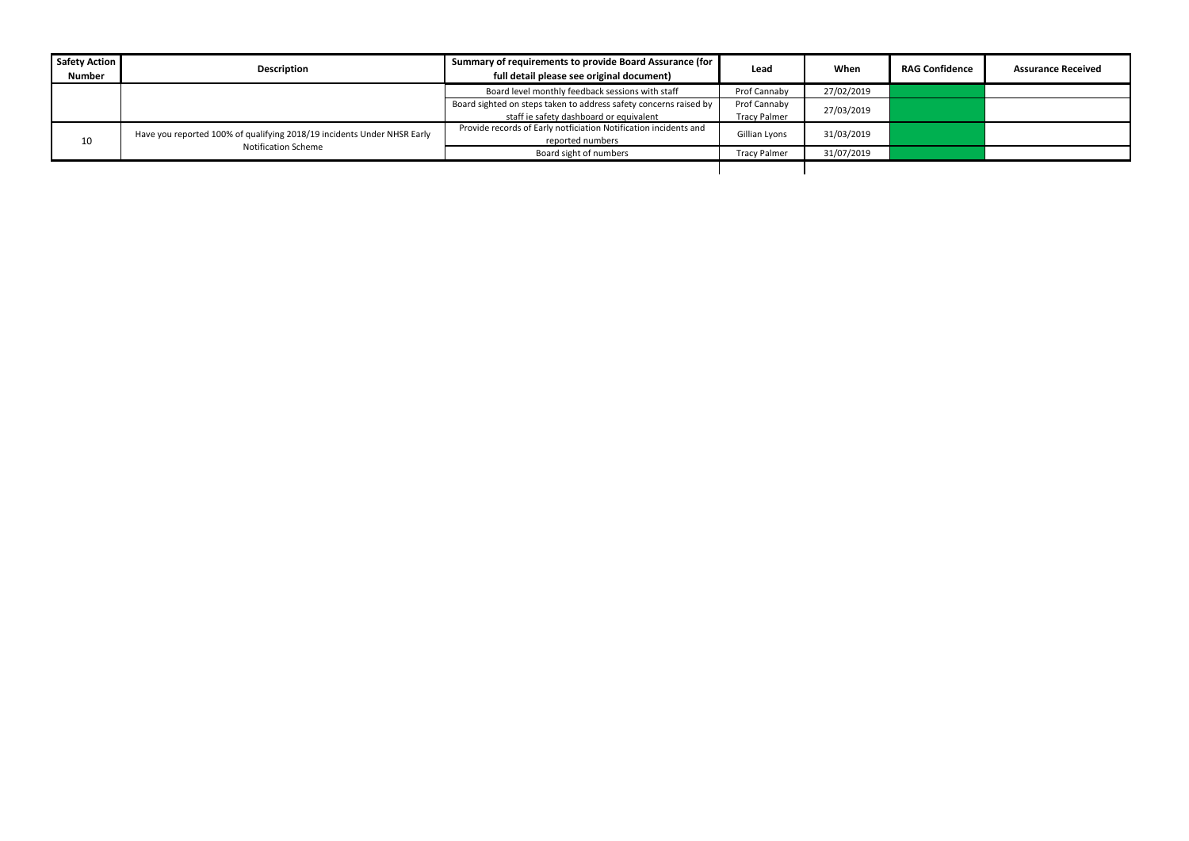| Safety Action Number | Description | Summary of requirements to provide Board Assurance (for full detail please see original document) | Lead | When | RAG Confidence | Assurance Received |
|---|---|---|---|---|---|---|
| | | Board level monthly feedback sessions with staff | Prof Cannaby | 27/02/2019 | | |
| | | Board sighted on steps taken to address safety concerns raised by staff ie safety dashboard or equivalent | Prof Cannaby Tracy Palmer | 27/03/2019 | | |
| 10 | Have you reported 100% of qualifying 2018/19 incidents Under NHSR Early Notification Scheme | Provide records of Early notficiation Notification incidents and reported numbers | Gillian Lyons | 31/03/2019 | | |
| | | Board sight of numbers | Tracy Palmer | 31/07/2019 | | |